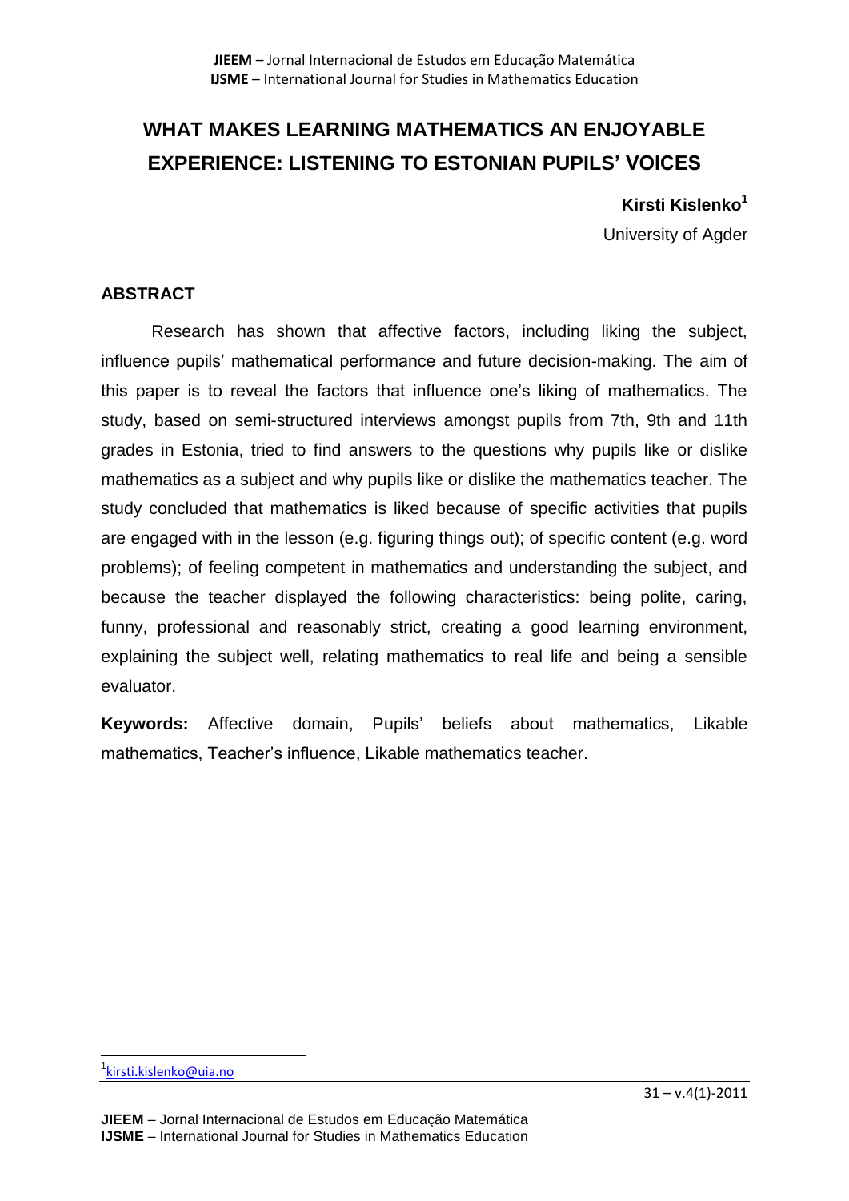# WHAT MAKES LEARNING MATHEMATICS AN ENJOYABLE EXPERIENCE: LISTENING TO ESTONIAN PUPILS' VOICES

**Kirsti Kislenko**[1]

University of Agder

## ABSTRACT

Research has shown that affective factors, including liking the subject, influence pupils' mathematical performance and future decision-making. The aim of this paper is to reveal the factors that influence one's liking of mathematics. The study, based on semi-structured interviews amongst pupils from 7th, 9th and 11th grades in Estonia, tried to find answers to the questions why pupils like or dislike mathematics as a subject and why pupils like or dislike the mathematics teacher. The study concluded that mathematics is liked because of specific activities that pupils are engaged with in the lesson (e.g. figuring things out); of specific content (e.g. word problems); of feeling competent in mathematics and understanding the subject, and because the teacher displayed the following characteristics: being polite, caring, funny, professional and reasonably strict, creating a good learning environment, explaining the subject well, relating mathematics to real life and being a sensible evaluator.

**Keywords:** Affective domain, Pupils' beliefs about mathematics, Likable mathematics, Teacher's influence, Likable mathematics teacher.

[1] kirsti.kislenko@uia.no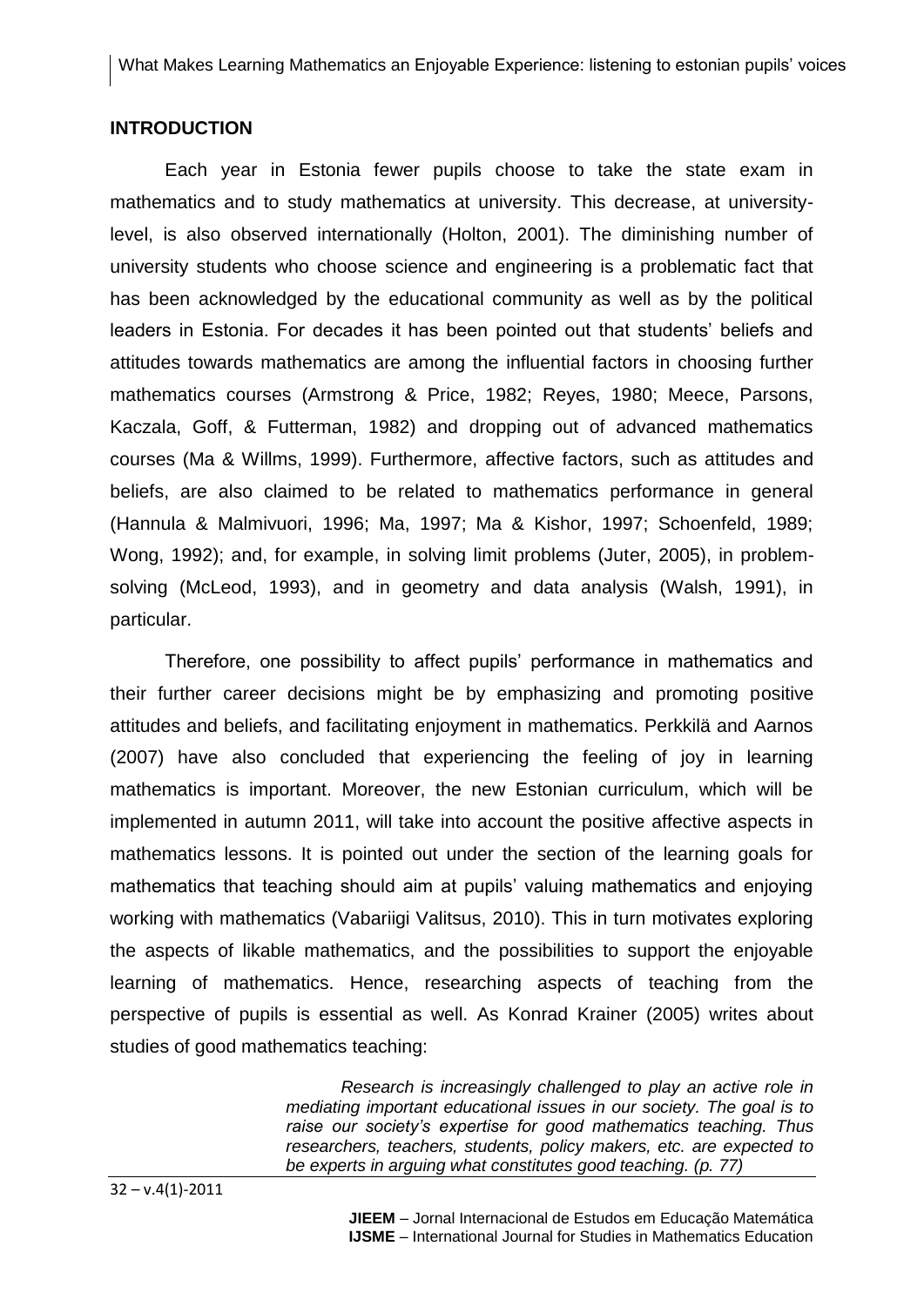## INTRODUCTION

Each year in Estonia fewer pupils choose to take the state exam in mathematics and to study mathematics at university. This decrease, at university-level, is also observed internationally (Holton, 2001). The diminishing number of university students who choose science and engineering is a problematic fact that has been acknowledged by the educational community as well as by the political leaders in Estonia. For decades it has been pointed out that students' beliefs and attitudes towards mathematics are among the influential factors in choosing further mathematics courses (Armstrong & Price, 1982; Reyes, 1980; Meece, Parsons, Kaczala, Goff, & Futterman, 1982) and dropping out of advanced mathematics courses (Ma & Willms, 1999). Furthermore, affective factors, such as attitudes and beliefs, are also claimed to be related to mathematics performance in general (Hannula & Malmivuori, 1996; Ma, 1997; Ma & Kishor, 1997; Schoenfeld, 1989; Wong, 1992); and, for example, in solving limit problems (Juter, 2005), in problem-solving (McLeod, 1993), and in geometry and data analysis (Walsh, 1991), in particular.

Therefore, one possibility to affect pupils' performance in mathematics and their further career decisions might be by emphasizing and promoting positive attitudes and beliefs, and facilitating enjoyment in mathematics. Perkkilä and Aarnos (2007) have also concluded that experiencing the feeling of joy in learning mathematics is important. Moreover, the new Estonian curriculum, which will be implemented in autumn 2011, will take into account the positive affective aspects in mathematics lessons. It is pointed out under the section of the learning goals for mathematics that teaching should aim at pupils' valuing mathematics and enjoying working with mathematics (Vabariigi Valitsus, 2010). This in turn motivates exploring the aspects of likable mathematics, and the possibilities to support the enjoyable learning of mathematics. Hence, researching aspects of teaching from the perspective of pupils is essential as well. As Konrad Krainer (2005) writes about studies of good mathematics teaching:

> *Research is increasingly challenged to play an active role in mediating important educational issues in our society. The goal is to raise our society's expertise for good mathematics teaching. Thus researchers, teachers, students, policy makers, etc. are expected to be experts in arguing what constitutes good teaching. (p. 77)*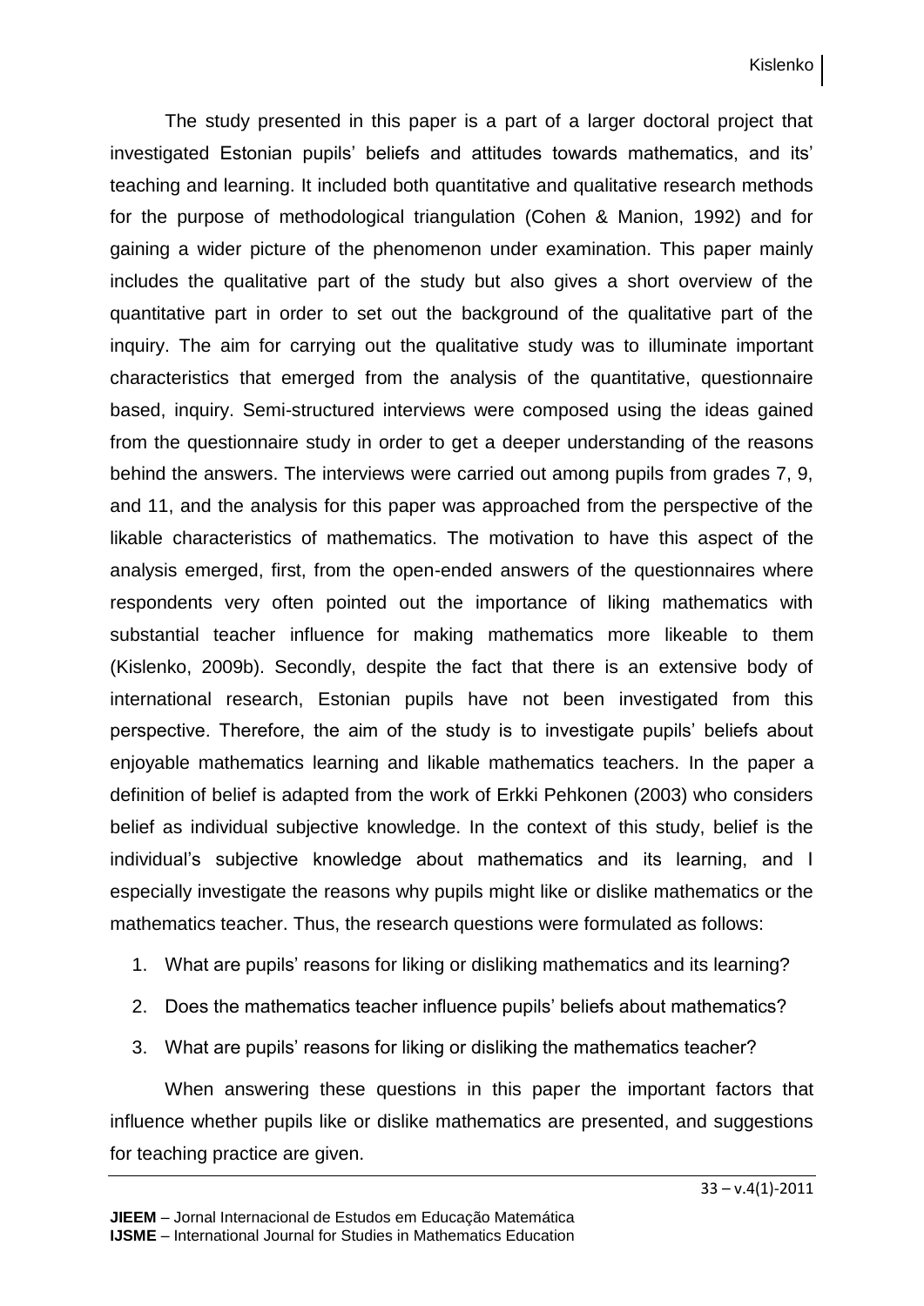The study presented in this paper is a part of a larger doctoral project that investigated Estonian pupils' beliefs and attitudes towards mathematics, and its' teaching and learning. It included both quantitative and qualitative research methods for the purpose of methodological triangulation (Cohen & Manion, 1992) and for gaining a wider picture of the phenomenon under examination. This paper mainly includes the qualitative part of the study but also gives a short overview of the quantitative part in order to set out the background of the qualitative part of the inquiry. The aim for carrying out the qualitative study was to illuminate important characteristics that emerged from the analysis of the quantitative, questionnaire based, inquiry. Semi-structured interviews were composed using the ideas gained from the questionnaire study in order to get a deeper understanding of the reasons behind the answers. The interviews were carried out among pupils from grades 7, 9, and 11, and the analysis for this paper was approached from the perspective of the likable characteristics of mathematics. The motivation to have this aspect of the analysis emerged, first, from the open-ended answers of the questionnaires where respondents very often pointed out the importance of liking mathematics with substantial teacher influence for making mathematics more likeable to them (Kislenko, 2009b). Secondly, despite the fact that there is an extensive body of international research, Estonian pupils have not been investigated from this perspective. Therefore, the aim of the study is to investigate pupils' beliefs about enjoyable mathematics learning and likable mathematics teachers. In the paper a definition of belief is adapted from the work of Erkki Pehkonen (2003) who considers belief as individual subjective knowledge. In the context of this study, belief is the individual's subjective knowledge about mathematics and its learning, and I especially investigate the reasons why pupils might like or dislike mathematics or the mathematics teacher. Thus, the research questions were formulated as follows:

1. What are pupils' reasons for liking or disliking mathematics and its learning?
2. Does the mathematics teacher influence pupils' beliefs about mathematics?
3. What are pupils' reasons for liking or disliking the mathematics teacher?

When answering these questions in this paper the important factors that influence whether pupils like or dislike mathematics are presented, and suggestions for teaching practice are given.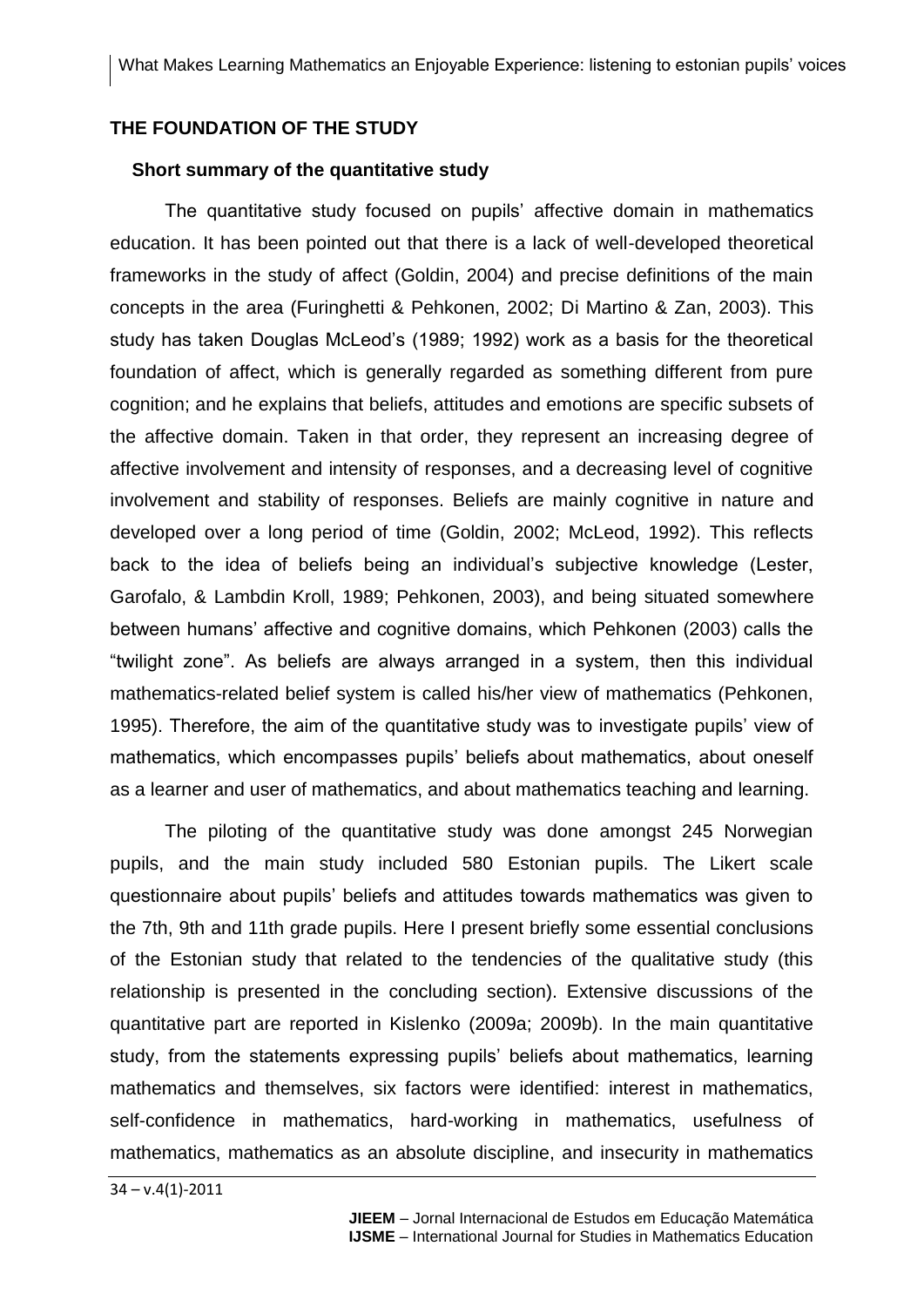## THE FOUNDATION OF THE STUDY

### Short summary of the quantitative study

The quantitative study focused on pupils' affective domain in mathematics education. It has been pointed out that there is a lack of well-developed theoretical frameworks in the study of affect (Goldin, 2004) and precise definitions of the main concepts in the area (Furinghetti & Pehkonen, 2002; Di Martino & Zan, 2003). This study has taken Douglas McLeod's (1989; 1992) work as a basis for the theoretical foundation of affect, which is generally regarded as something different from pure cognition; and he explains that beliefs, attitudes and emotions are specific subsets of the affective domain. Taken in that order, they represent an increasing degree of affective involvement and intensity of responses, and a decreasing level of cognitive involvement and stability of responses. Beliefs are mainly cognitive in nature and developed over a long period of time (Goldin, 2002; McLeod, 1992). This reflects back to the idea of beliefs being an individual's subjective knowledge (Lester, Garofalo, & Lambdin Kroll, 1989; Pehkonen, 2003), and being situated somewhere between humans' affective and cognitive domains, which Pehkonen (2003) calls the "twilight zone". As beliefs are always arranged in a system, then this individual mathematics-related belief system is called his/her view of mathematics (Pehkonen, 1995). Therefore, the aim of the quantitative study was to investigate pupils' view of mathematics, which encompasses pupils' beliefs about mathematics, about oneself as a learner and user of mathematics, and about mathematics teaching and learning.

The piloting of the quantitative study was done amongst 245 Norwegian pupils, and the main study included 580 Estonian pupils. The Likert scale questionnaire about pupils' beliefs and attitudes towards mathematics was given to the 7th, 9th and 11th grade pupils. Here I present briefly some essential conclusions of the Estonian study that related to the tendencies of the qualitative study (this relationship is presented in the concluding section). Extensive discussions of the quantitative part are reported in Kislenko (2009a; 2009b). In the main quantitative study, from the statements expressing pupils' beliefs about mathematics, learning mathematics and themselves, six factors were identified: interest in mathematics, self-confidence in mathematics, hard-working in mathematics, usefulness of mathematics, mathematics as an absolute discipline, and insecurity in mathematics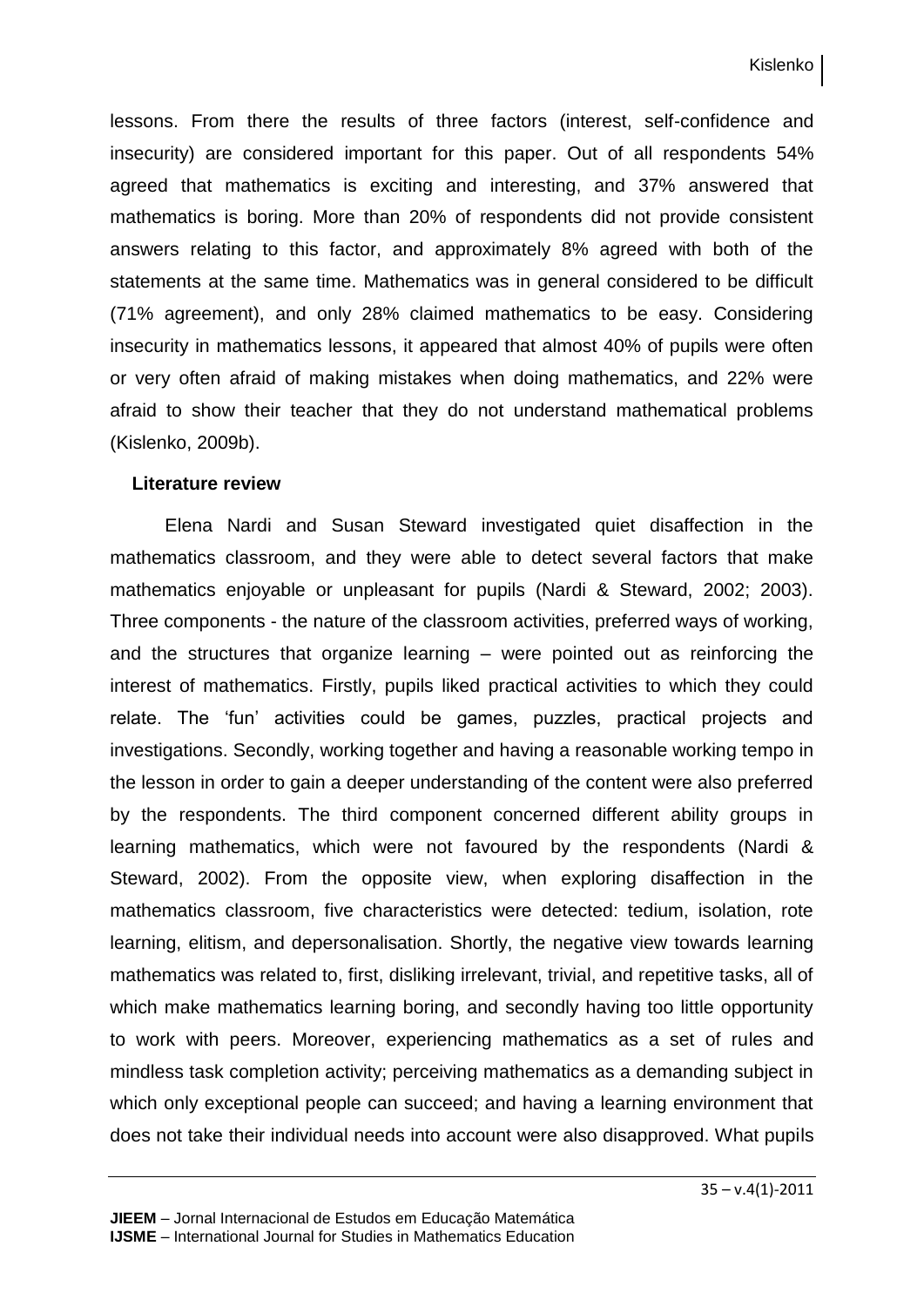lessons. From there the results of three factors (interest, self-confidence and insecurity) are considered important for this paper. Out of all respondents 54% agreed that mathematics is exciting and interesting, and 37% answered that mathematics is boring. More than 20% of respondents did not provide consistent answers relating to this factor, and approximately 8% agreed with both of the statements at the same time. Mathematics was in general considered to be difficult (71% agreement), and only 28% claimed mathematics to be easy. Considering insecurity in mathematics lessons, it appeared that almost 40% of pupils were often or very often afraid of making mistakes when doing mathematics, and 22% were afraid to show their teacher that they do not understand mathematical problems (Kislenko, 2009b).

## Literature review

Elena Nardi and Susan Steward investigated quiet disaffection in the mathematics classroom, and they were able to detect several factors that make mathematics enjoyable or unpleasant for pupils (Nardi & Steward, 2002; 2003). Three components - the nature of the classroom activities, preferred ways of working, and the structures that organize learning – were pointed out as reinforcing the interest of mathematics. Firstly, pupils liked practical activities to which they could relate. The 'fun' activities could be games, puzzles, practical projects and investigations. Secondly, working together and having a reasonable working tempo in the lesson in order to gain a deeper understanding of the content were also preferred by the respondents. The third component concerned different ability groups in learning mathematics, which were not favoured by the respondents (Nardi & Steward, 2002). From the opposite view, when exploring disaffection in the mathematics classroom, five characteristics were detected: tedium, isolation, rote learning, elitism, and depersonalisation. Shortly, the negative view towards learning mathematics was related to, first, disliking irrelevant, trivial, and repetitive tasks, all of which make mathematics learning boring, and secondly having too little opportunity to work with peers. Moreover, experiencing mathematics as a set of rules and mindless task completion activity; perceiving mathematics as a demanding subject in which only exceptional people can succeed; and having a learning environment that does not take their individual needs into account were also disapproved. What pupils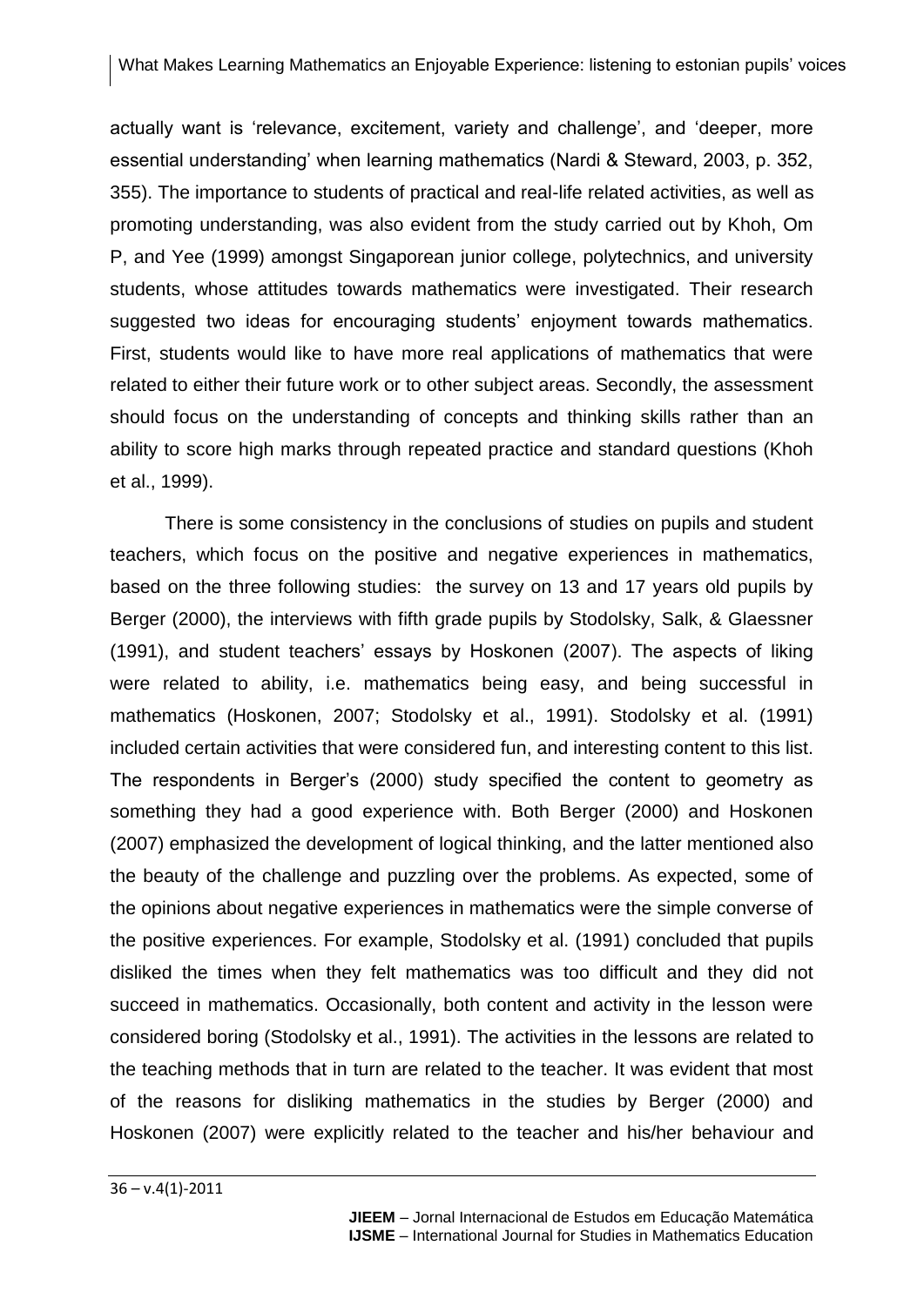actually want is 'relevance, excitement, variety and challenge', and 'deeper, more essential understanding' when learning mathematics (Nardi & Steward, 2003, p. 352, 355). The importance to students of practical and real-life related activities, as well as promoting understanding, was also evident from the study carried out by Khoh, Om P, and Yee (1999) amongst Singaporean junior college, polytechnics, and university students, whose attitudes towards mathematics were investigated. Their research suggested two ideas for encouraging students' enjoyment towards mathematics. First, students would like to have more real applications of mathematics that were related to either their future work or to other subject areas. Secondly, the assessment should focus on the understanding of concepts and thinking skills rather than an ability to score high marks through repeated practice and standard questions (Khoh et al., 1999).

There is some consistency in the conclusions of studies on pupils and student teachers, which focus on the positive and negative experiences in mathematics, based on the three following studies: the survey on 13 and 17 years old pupils by Berger (2000), the interviews with fifth grade pupils by Stodolsky, Salk, & Glaessner (1991), and student teachers' essays by Hoskonen (2007). The aspects of liking were related to ability, i.e. mathematics being easy, and being successful in mathematics (Hoskonen, 2007; Stodolsky et al., 1991). Stodolsky et al. (1991) included certain activities that were considered fun, and interesting content to this list. The respondents in Berger's (2000) study specified the content to geometry as something they had a good experience with. Both Berger (2000) and Hoskonen (2007) emphasized the development of logical thinking, and the latter mentioned also the beauty of the challenge and puzzling over the problems. As expected, some of the opinions about negative experiences in mathematics were the simple converse of the positive experiences. For example, Stodolsky et al. (1991) concluded that pupils disliked the times when they felt mathematics was too difficult and they did not succeed in mathematics. Occasionally, both content and activity in the lesson were considered boring (Stodolsky et al., 1991). The activities in the lessons are related to the teaching methods that in turn are related to the teacher. It was evident that most of the reasons for disliking mathematics in the studies by Berger (2000) and Hoskonen (2007) were explicitly related to the teacher and his/her behaviour and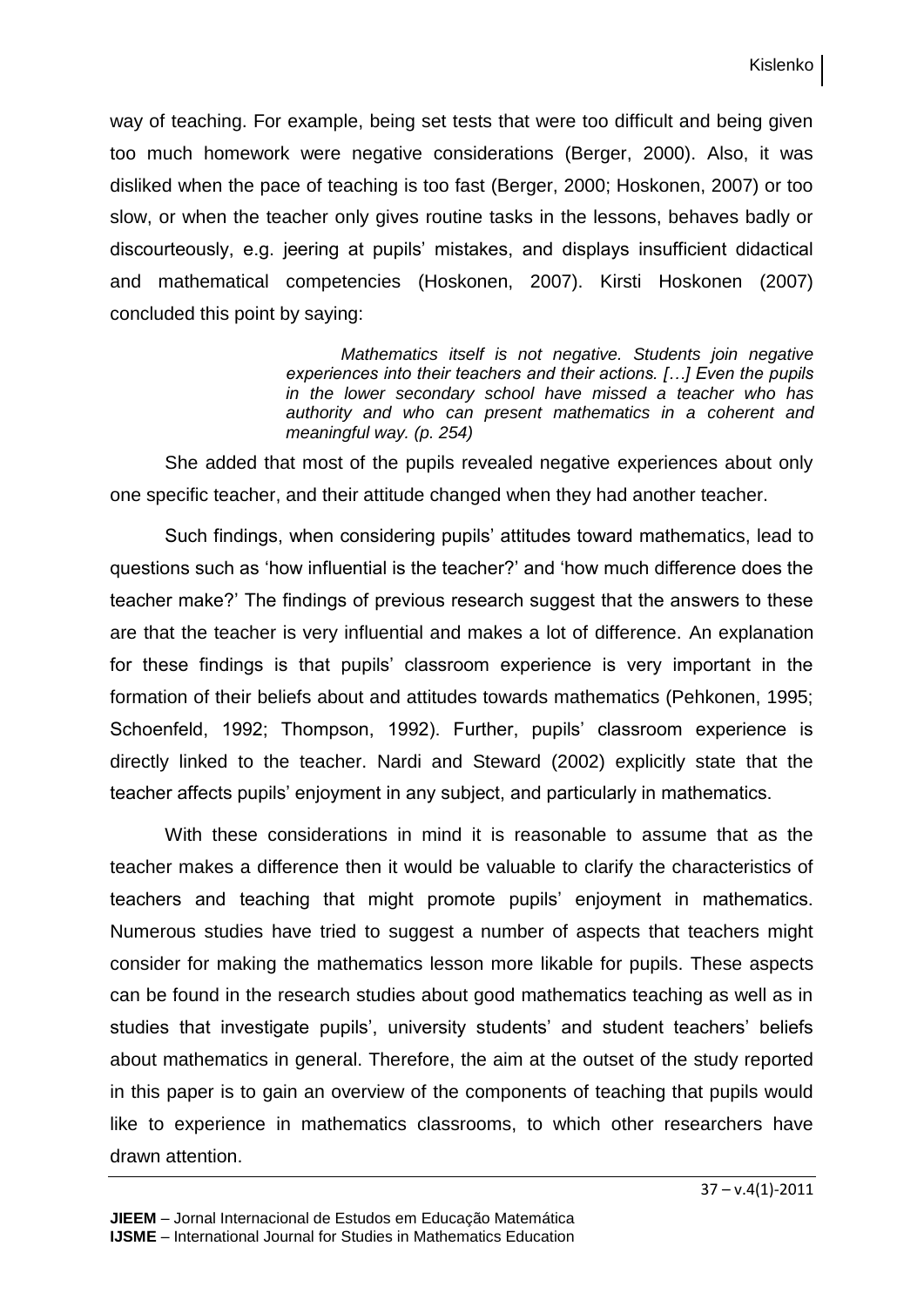way of teaching. For example, being set tests that were too difficult and being given too much homework were negative considerations (Berger, 2000). Also, it was disliked when the pace of teaching is too fast (Berger, 2000; Hoskonen, 2007) or too slow, or when the teacher only gives routine tasks in the lessons, behaves badly or discourteously, e.g. jeering at pupils' mistakes, and displays insufficient didactical and mathematical competencies (Hoskonen, 2007). Kirsti Hoskonen (2007) concluded this point by saying:

> *Mathematics itself is not negative. Students join negative experiences into their teachers and their actions. […] Even the pupils in the lower secondary school have missed a teacher who has authority and who can present mathematics in a coherent and meaningful way. (p. 254)*

She added that most of the pupils revealed negative experiences about only one specific teacher, and their attitude changed when they had another teacher.

Such findings, when considering pupils' attitudes toward mathematics, lead to questions such as 'how influential is the teacher?' and 'how much difference does the teacher make?' The findings of previous research suggest that the answers to these are that the teacher is very influential and makes a lot of difference. An explanation for these findings is that pupils' classroom experience is very important in the formation of their beliefs about and attitudes towards mathematics (Pehkonen, 1995; Schoenfeld, 1992; Thompson, 1992). Further, pupils' classroom experience is directly linked to the teacher. Nardi and Steward (2002) explicitly state that the teacher affects pupils' enjoyment in any subject, and particularly in mathematics.

With these considerations in mind it is reasonable to assume that as the teacher makes a difference then it would be valuable to clarify the characteristics of teachers and teaching that might promote pupils' enjoyment in mathematics. Numerous studies have tried to suggest a number of aspects that teachers might consider for making the mathematics lesson more likable for pupils. These aspects can be found in the research studies about good mathematics teaching as well as in studies that investigate pupils', university students' and student teachers' beliefs about mathematics in general. Therefore, the aim at the outset of the study reported in this paper is to gain an overview of the components of teaching that pupils would like to experience in mathematics classrooms, to which other researchers have drawn attention.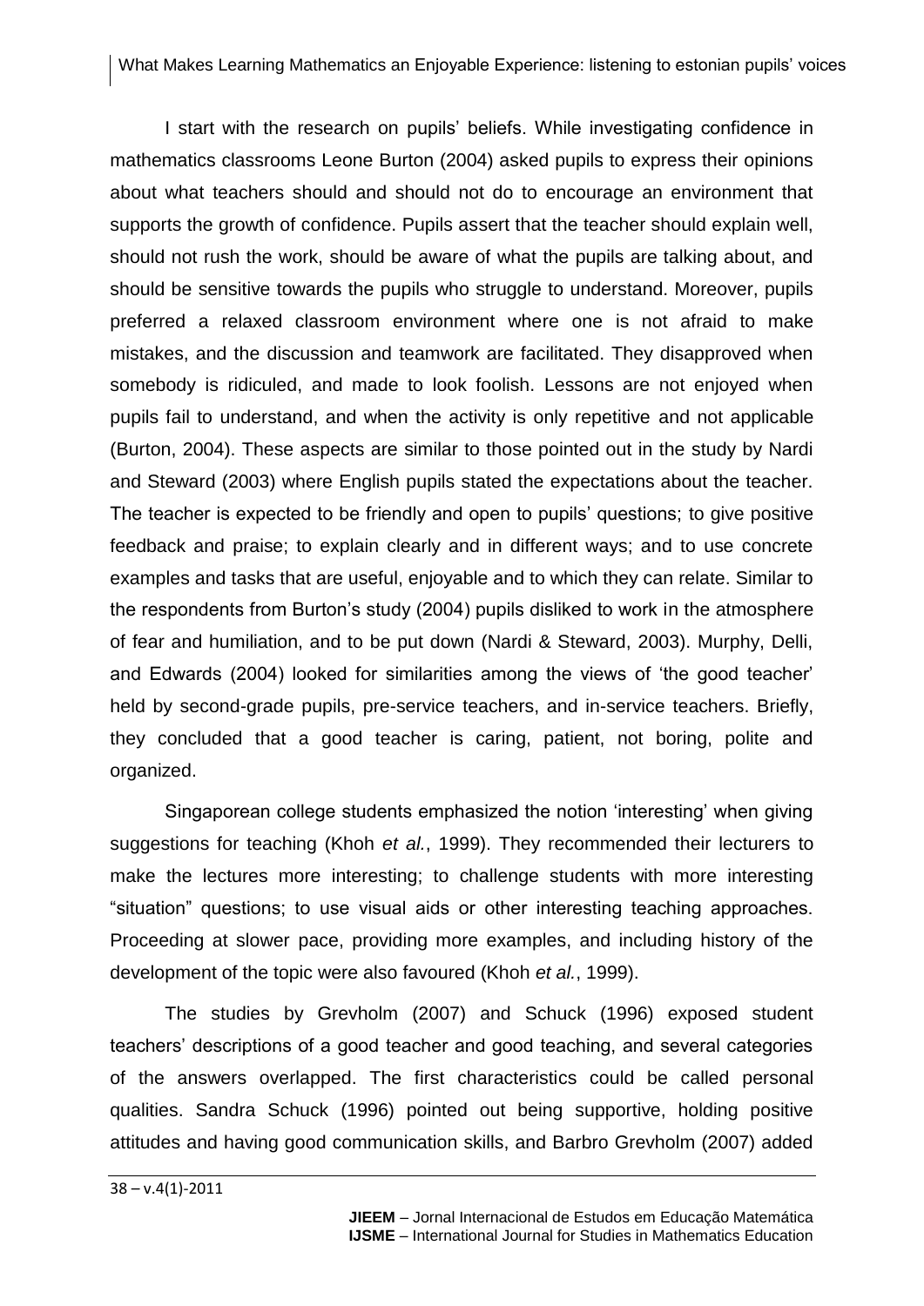I start with the research on pupils' beliefs. While investigating confidence in mathematics classrooms Leone Burton (2004) asked pupils to express their opinions about what teachers should and should not do to encourage an environment that supports the growth of confidence. Pupils assert that the teacher should explain well, should not rush the work, should be aware of what the pupils are talking about, and should be sensitive towards the pupils who struggle to understand. Moreover, pupils preferred a relaxed classroom environment where one is not afraid to make mistakes, and the discussion and teamwork are facilitated. They disapproved when somebody is ridiculed, and made to look foolish. Lessons are not enjoyed when pupils fail to understand, and when the activity is only repetitive and not applicable (Burton, 2004). These aspects are similar to those pointed out in the study by Nardi and Steward (2003) where English pupils stated the expectations about the teacher. The teacher is expected to be friendly and open to pupils' questions; to give positive feedback and praise; to explain clearly and in different ways; and to use concrete examples and tasks that are useful, enjoyable and to which they can relate. Similar to the respondents from Burton's study (2004) pupils disliked to work in the atmosphere of fear and humiliation, and to be put down (Nardi & Steward, 2003). Murphy, Delli, and Edwards (2004) looked for similarities among the views of 'the good teacher' held by second-grade pupils, pre-service teachers, and in-service teachers. Briefly, they concluded that a good teacher is caring, patient, not boring, polite and organized.

Singaporean college students emphasized the notion 'interesting' when giving suggestions for teaching (Khoh *et al.*, 1999). They recommended their lecturers to make the lectures more interesting; to challenge students with more interesting "situation" questions; to use visual aids or other interesting teaching approaches. Proceeding at slower pace, providing more examples, and including history of the development of the topic were also favoured (Khoh *et al.*, 1999).

The studies by Grevholm (2007) and Schuck (1996) exposed student teachers' descriptions of a good teacher and good teaching, and several categories of the answers overlapped. The first characteristics could be called personal qualities. Sandra Schuck (1996) pointed out being supportive, holding positive attitudes and having good communication skills, and Barbro Grevholm (2007) added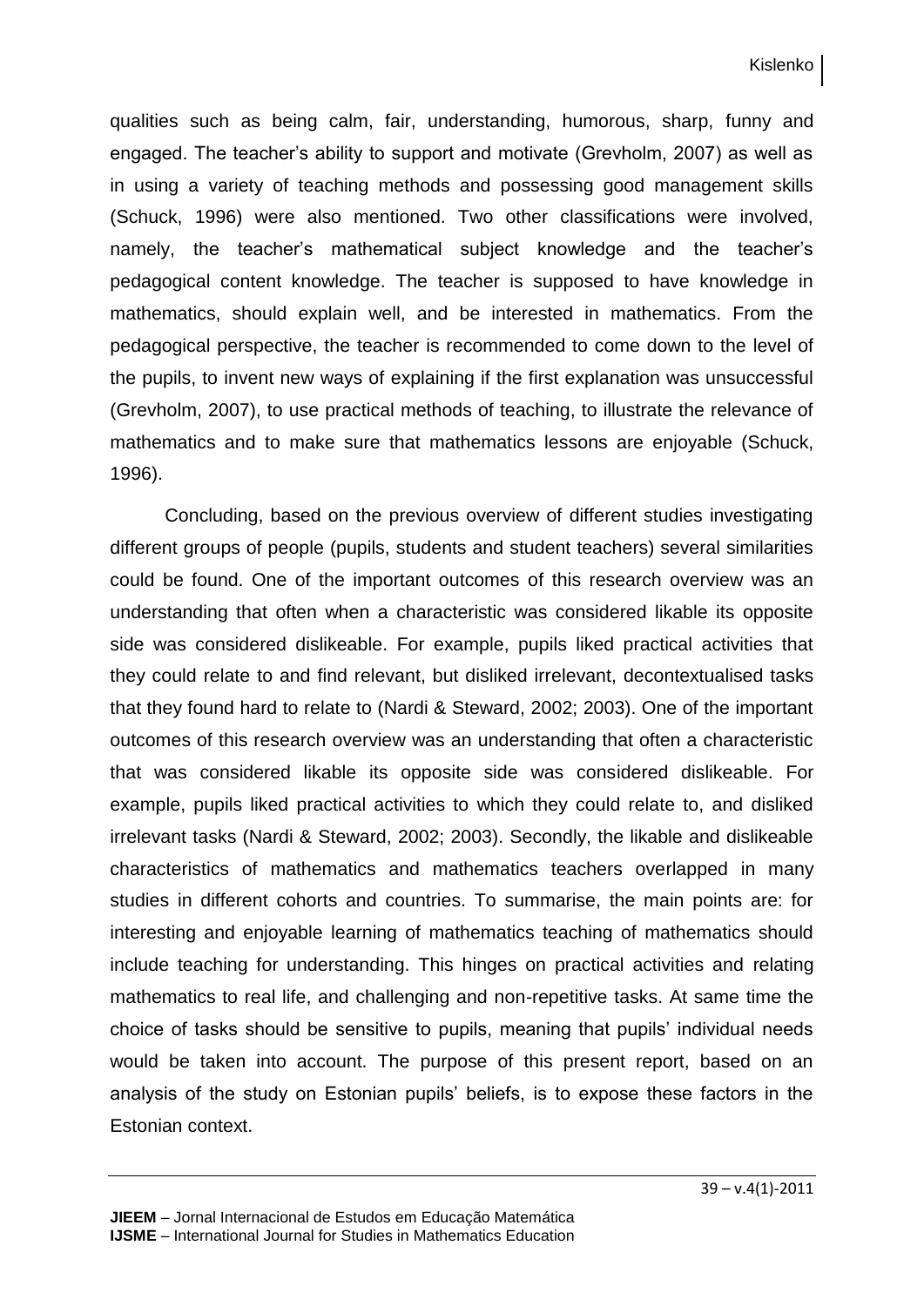qualities such as being calm, fair, understanding, humorous, sharp, funny and engaged. The teacher's ability to support and motivate (Grevholm, 2007) as well as in using a variety of teaching methods and possessing good management skills (Schuck, 1996) were also mentioned. Two other classifications were involved, namely, the teacher's mathematical subject knowledge and the teacher's pedagogical content knowledge. The teacher is supposed to have knowledge in mathematics, should explain well, and be interested in mathematics. From the pedagogical perspective, the teacher is recommended to come down to the level of the pupils, to invent new ways of explaining if the first explanation was unsuccessful (Grevholm, 2007), to use practical methods of teaching, to illustrate the relevance of mathematics and to make sure that mathematics lessons are enjoyable (Schuck, 1996).

Concluding, based on the previous overview of different studies investigating different groups of people (pupils, students and student teachers) several similarities could be found. One of the important outcomes of this research overview was an understanding that often when a characteristic was considered likable its opposite side was considered dislikeable. For example, pupils liked practical activities that they could relate to and find relevant, but disliked irrelevant, decontextualised tasks that they found hard to relate to (Nardi & Steward, 2002; 2003). One of the important outcomes of this research overview was an understanding that often a characteristic that was considered likable its opposite side was considered dislikeable. For example, pupils liked practical activities to which they could relate to, and disliked irrelevant tasks (Nardi & Steward, 2002; 2003). Secondly, the likable and dislikeable characteristics of mathematics and mathematics teachers overlapped in many studies in different cohorts and countries. To summarise, the main points are: for interesting and enjoyable learning of mathematics teaching of mathematics should include teaching for understanding. This hinges on practical activities and relating mathematics to real life, and challenging and non-repetitive tasks. At same time the choice of tasks should be sensitive to pupils, meaning that pupils' individual needs would be taken into account. The purpose of this present report, based on an analysis of the study on Estonian pupils' beliefs, is to expose these factors in the Estonian context.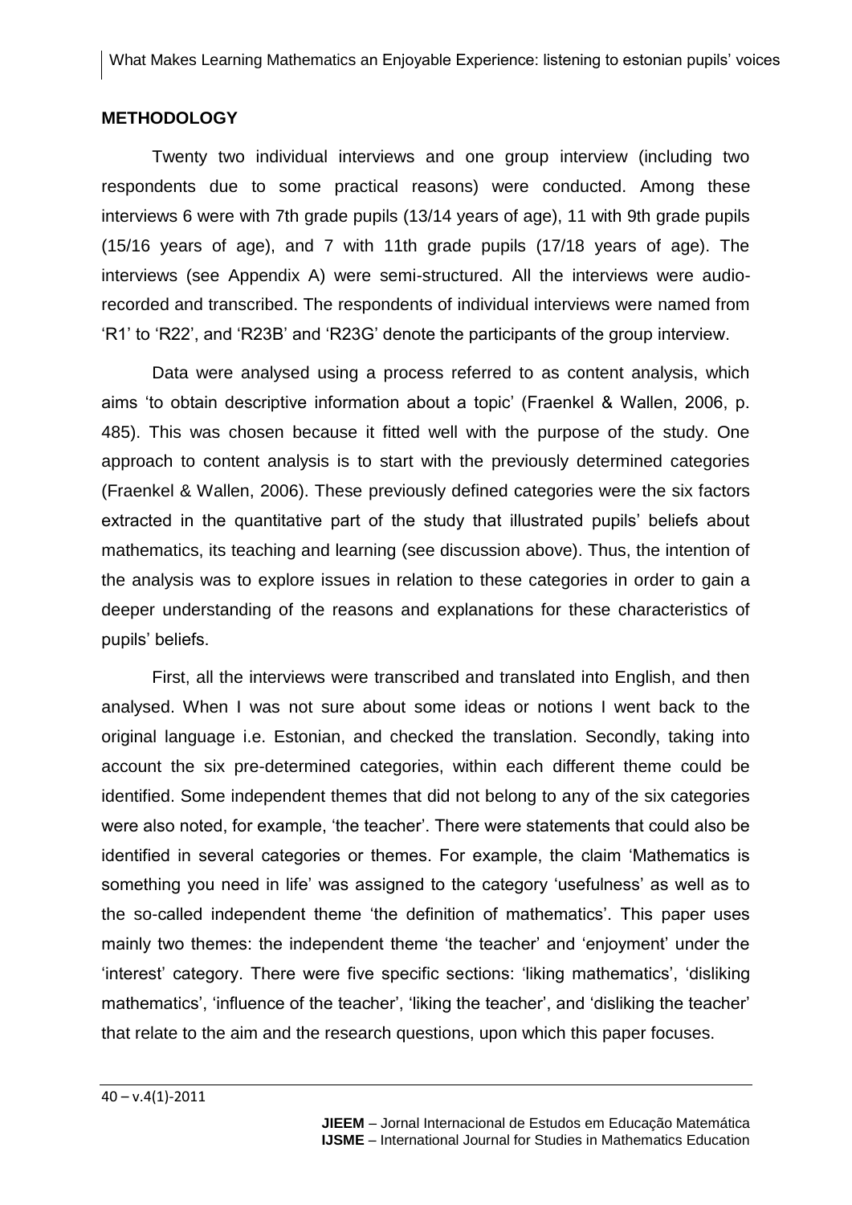## METHODOLOGY

Twenty two individual interviews and one group interview (including two respondents due to some practical reasons) were conducted. Among these interviews 6 were with 7th grade pupils (13/14 years of age), 11 with 9th grade pupils (15/16 years of age), and 7 with 11th grade pupils (17/18 years of age). The interviews (see Appendix A) were semi-structured. All the interviews were audio-recorded and transcribed. The respondents of individual interviews were named from 'R1' to 'R22', and 'R23B' and 'R23G' denote the participants of the group interview.

Data were analysed using a process referred to as content analysis, which aims 'to obtain descriptive information about a topic' (Fraenkel & Wallen, 2006, p. 485). This was chosen because it fitted well with the purpose of the study. One approach to content analysis is to start with the previously determined categories (Fraenkel & Wallen, 2006). These previously defined categories were the six factors extracted in the quantitative part of the study that illustrated pupils' beliefs about mathematics, its teaching and learning (see discussion above). Thus, the intention of the analysis was to explore issues in relation to these categories in order to gain a deeper understanding of the reasons and explanations for these characteristics of pupils' beliefs.

First, all the interviews were transcribed and translated into English, and then analysed. When I was not sure about some ideas or notions I went back to the original language i.e. Estonian, and checked the translation. Secondly, taking into account the six pre-determined categories, within each different theme could be identified. Some independent themes that did not belong to any of the six categories were also noted, for example, 'the teacher'. There were statements that could also be identified in several categories or themes. For example, the claim 'Mathematics is something you need in life' was assigned to the category 'usefulness' as well as to the so-called independent theme 'the definition of mathematics'. This paper uses mainly two themes: the independent theme 'the teacher' and 'enjoyment' under the 'interest' category. There were five specific sections: 'liking mathematics', 'disliking mathematics', 'influence of the teacher', 'liking the teacher', and 'disliking the teacher' that relate to the aim and the research questions, upon which this paper focuses.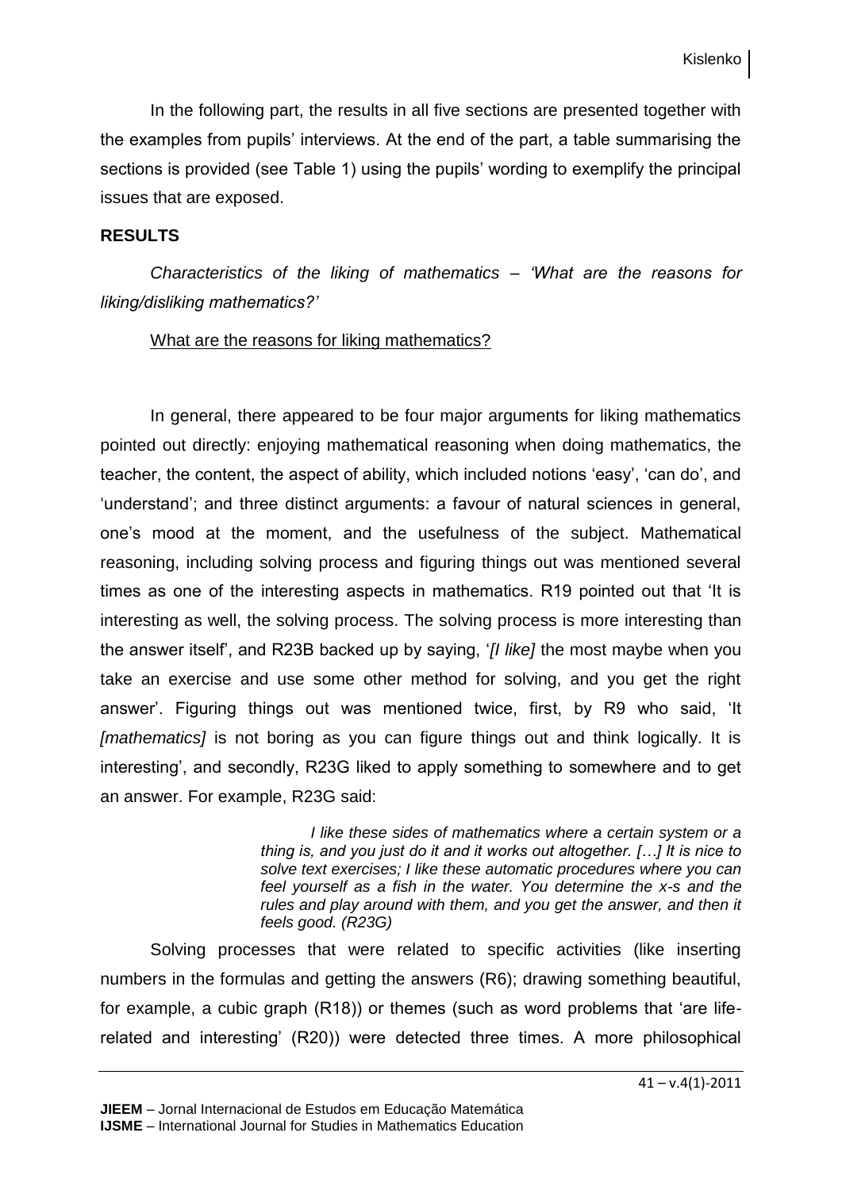In the following part, the results in all five sections are presented together with the examples from pupils' interviews. At the end of the part, a table summarising the sections is provided (see Table 1) using the pupils' wording to exemplify the principal issues that are exposed.

## RESULTS

*Characteristics of the liking of mathematics – 'What are the reasons for liking/disliking mathematics?'*

<u>What are the reasons for liking mathematics?</u>

In general, there appeared to be four major arguments for liking mathematics pointed out directly: enjoying mathematical reasoning when doing mathematics, the teacher, the content, the aspect of ability, which included notions 'easy', 'can do', and 'understand'; and three distinct arguments: a favour of natural sciences in general, one's mood at the moment, and the usefulness of the subject. Mathematical reasoning, including solving process and figuring things out was mentioned several times as one of the interesting aspects in mathematics. R19 pointed out that 'It is interesting as well, the solving process. The solving process is more interesting than the answer itself', and R23B backed up by saying, '*[I like]* the most maybe when you take an exercise and use some other method for solving, and you get the right answer'. Figuring things out was mentioned twice, first, by R9 who said, 'It *[mathematics]* is not boring as you can figure things out and think logically. It is interesting', and secondly, R23G liked to apply something to somewhere and to get an answer. For example, R23G said:

> *I like these sides of mathematics where a certain system or a thing is, and you just do it and it works out altogether. […] It is nice to solve text exercises; I like these automatic procedures where you can feel yourself as a fish in the water. You determine the x-s and the rules and play around with them, and you get the answer, and then it feels good. (R23G)*

Solving processes that were related to specific activities (like inserting numbers in the formulas and getting the answers (R6); drawing something beautiful, for example, a cubic graph (R18)) or themes (such as word problems that 'are life-related and interesting' (R20)) were detected three times. A more philosophical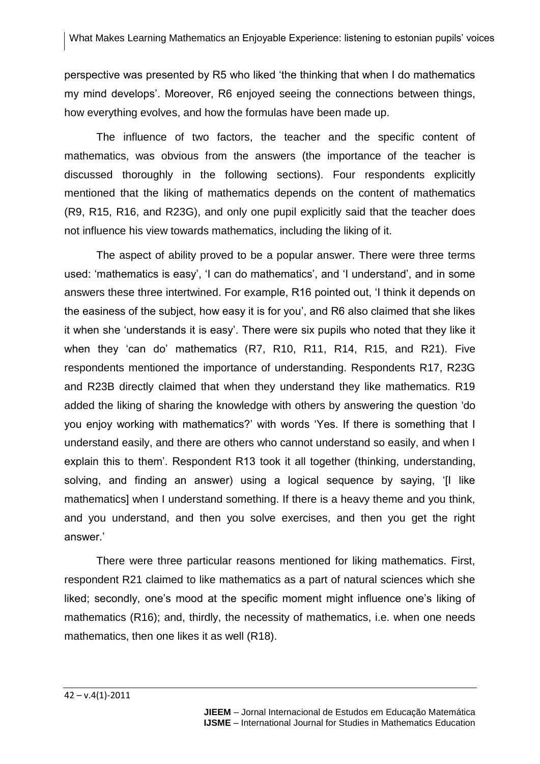perspective was presented by R5 who liked 'the thinking that when I do mathematics my mind develops'. Moreover, R6 enjoyed seeing the connections between things, how everything evolves, and how the formulas have been made up.

The influence of two factors, the teacher and the specific content of mathematics, was obvious from the answers (the importance of the teacher is discussed thoroughly in the following sections). Four respondents explicitly mentioned that the liking of mathematics depends on the content of mathematics (R9, R15, R16, and R23G), and only one pupil explicitly said that the teacher does not influence his view towards mathematics, including the liking of it.

The aspect of ability proved to be a popular answer. There were three terms used: 'mathematics is easy', 'I can do mathematics', and 'I understand', and in some answers these three intertwined. For example, R16 pointed out, 'I think it depends on the easiness of the subject, how easy it is for you', and R6 also claimed that she likes it when she 'understands it is easy'. There were six pupils who noted that they like it when they 'can do' mathematics (R7, R10, R11, R14, R15, and R21). Five respondents mentioned the importance of understanding. Respondents R17, R23G and R23B directly claimed that when they understand they like mathematics. R19 added the liking of sharing the knowledge with others by answering the question 'do you enjoy working with mathematics?' with words 'Yes. If there is something that I understand easily, and there are others who cannot understand so easily, and when I explain this to them'. Respondent R13 took it all together (thinking, understanding, solving, and finding an answer) using a logical sequence by saying, '[I like mathematics] when I understand something. If there is a heavy theme and you think, and you understand, and then you solve exercises, and then you get the right answer.'

There were three particular reasons mentioned for liking mathematics. First, respondent R21 claimed to like mathematics as a part of natural sciences which she liked; secondly, one's mood at the specific moment might influence one's liking of mathematics (R16); and, thirdly, the necessity of mathematics, i.e. when one needs mathematics, then one likes it as well (R18).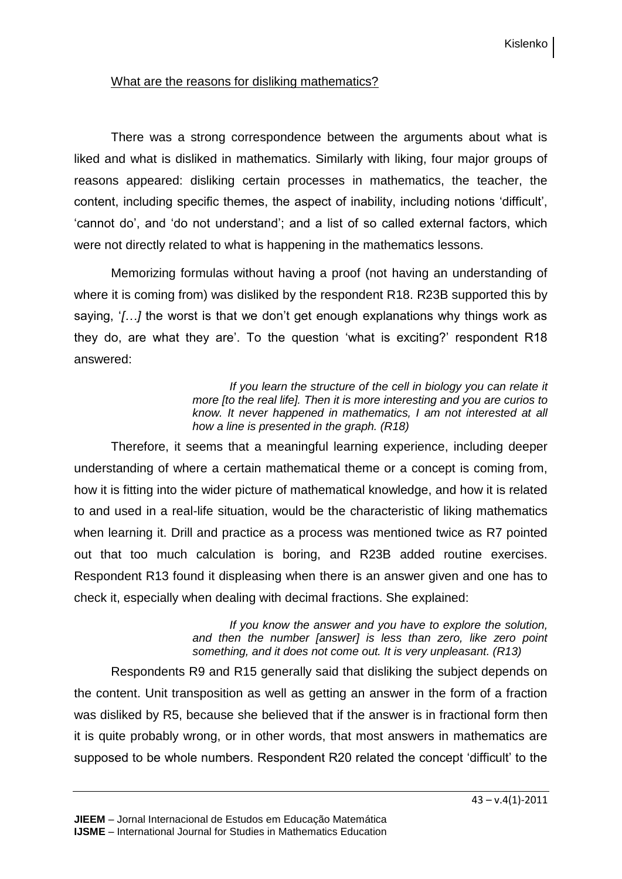What are the reasons for disliking mathematics?

There was a strong correspondence between the arguments about what is liked and what is disliked in mathematics. Similarly with liking, four major groups of reasons appeared: disliking certain processes in mathematics, the teacher, the content, including specific themes, the aspect of inability, including notions 'difficult', 'cannot do', and 'do not understand'; and a list of so called external factors, which were not directly related to what is happening in the mathematics lessons.

Memorizing formulas without having a proof (not having an understanding of where it is coming from) was disliked by the respondent R18. R23B supported this by saying, '*[…]* the worst is that we don't get enough explanations why things work as they do, are what they are'. To the question 'what is exciting?' respondent R18 answered:

> *If you learn the structure of the cell in biology you can relate it more [to the real life]. Then it is more interesting and you are curios to know. It never happened in mathematics, I am not interested at all how a line is presented in the graph. (R18)*

Therefore, it seems that a meaningful learning experience, including deeper understanding of where a certain mathematical theme or a concept is coming from, how it is fitting into the wider picture of mathematical knowledge, and how it is related to and used in a real-life situation, would be the characteristic of liking mathematics when learning it. Drill and practice as a process was mentioned twice as R7 pointed out that too much calculation is boring, and R23B added routine exercises. Respondent R13 found it displeasing when there is an answer given and one has to check it, especially when dealing with decimal fractions. She explained:

> *If you know the answer and you have to explore the solution, and then the number [answer] is less than zero, like zero point something, and it does not come out. It is very unpleasant. (R13)*

Respondents R9 and R15 generally said that disliking the subject depends on the content. Unit transposition as well as getting an answer in the form of a fraction was disliked by R5, because she believed that if the answer is in fractional form then it is quite probably wrong, or in other words, that most answers in mathematics are supposed to be whole numbers. Respondent R20 related the concept 'difficult' to the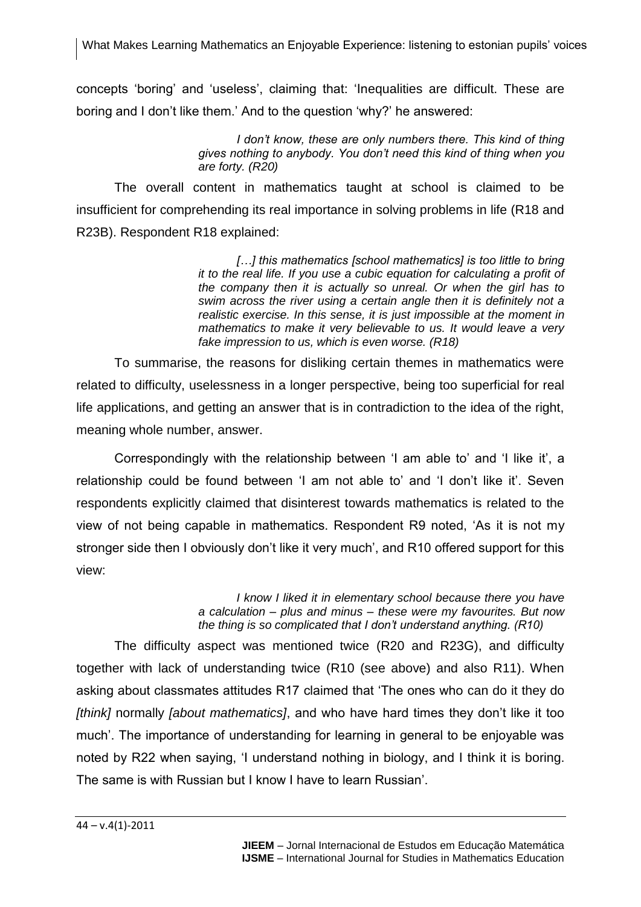concepts 'boring' and 'useless', claiming that: 'Inequalities are difficult. These are boring and I don't like them.' And to the question 'why?' he answered:

> *I don't know, these are only numbers there. This kind of thing gives nothing to anybody. You don't need this kind of thing when you are forty. (R20)*

The overall content in mathematics taught at school is claimed to be insufficient for comprehending its real importance in solving problems in life (R18 and R23B). Respondent R18 explained:

> *[…] this mathematics [school mathematics] is too little to bring it to the real life. If you use a cubic equation for calculating a profit of the company then it is actually so unreal. Or when the girl has to swim across the river using a certain angle then it is definitely not a realistic exercise. In this sense, it is just impossible at the moment in mathematics to make it very believable to us. It would leave a very fake impression to us, which is even worse. (R18)*

To summarise, the reasons for disliking certain themes in mathematics were related to difficulty, uselessness in a longer perspective, being too superficial for real life applications, and getting an answer that is in contradiction to the idea of the right, meaning whole number, answer.

Correspondingly with the relationship between 'I am able to' and 'I like it', a relationship could be found between 'I am not able to' and 'I don't like it'. Seven respondents explicitly claimed that disinterest towards mathematics is related to the view of not being capable in mathematics. Respondent R9 noted, 'As it is not my stronger side then I obviously don't like it very much', and R10 offered support for this view:

> *I know I liked it in elementary school because there you have a calculation – plus and minus – these were my favourites. But now the thing is so complicated that I don't understand anything. (R10)*

The difficulty aspect was mentioned twice (R20 and R23G), and difficulty together with lack of understanding twice (R10 (see above) and also R11). When asking about classmates attitudes R17 claimed that 'The ones who can do it they do *[think]* normally *[about mathematics]*, and who have hard times they don't like it too much'. The importance of understanding for learning in general to be enjoyable was noted by R22 when saying, 'I understand nothing in biology, and I think it is boring. The same is with Russian but I know I have to learn Russian'.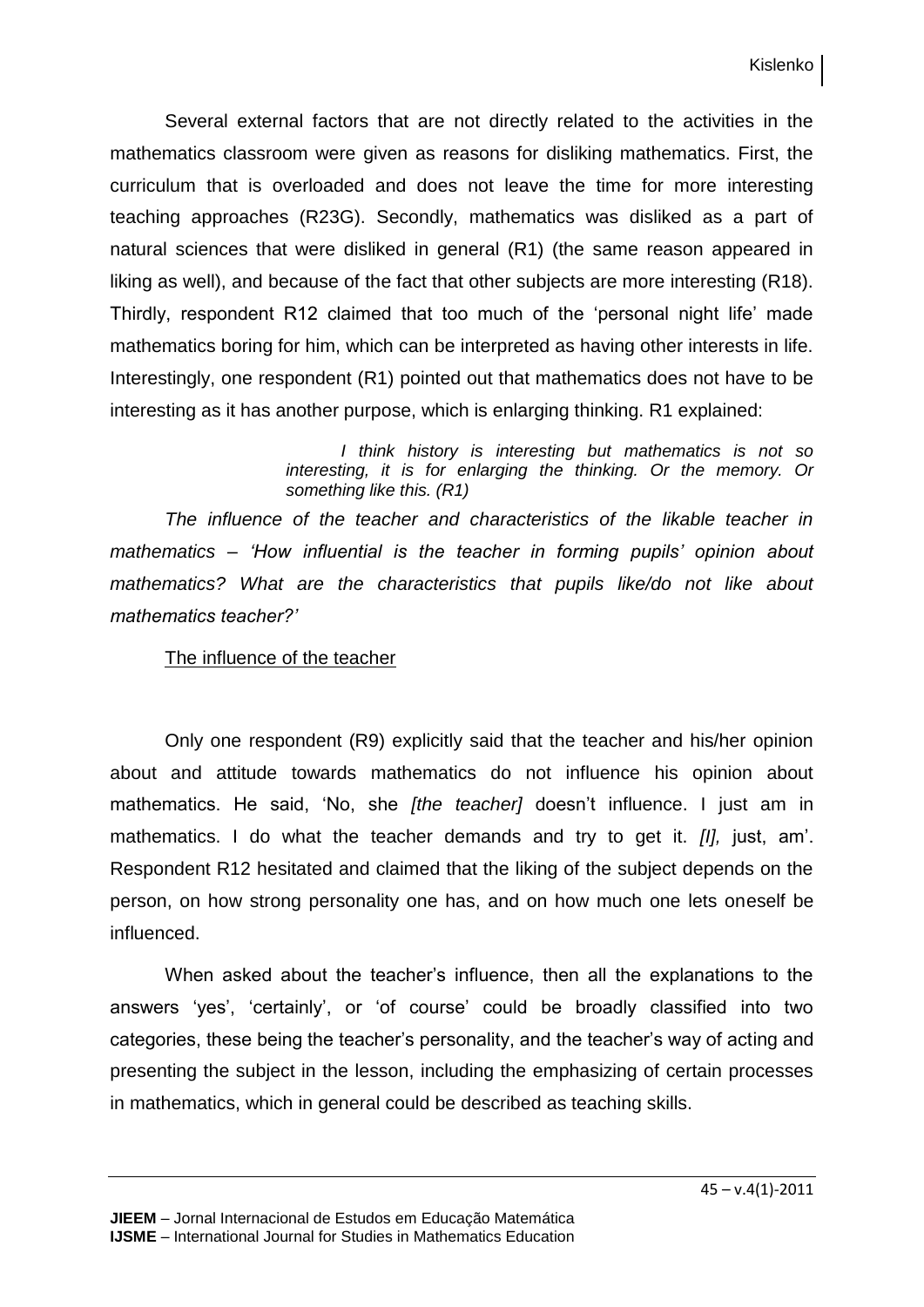Several external factors that are not directly related to the activities in the mathematics classroom were given as reasons for disliking mathematics. First, the curriculum that is overloaded and does not leave the time for more interesting teaching approaches (R23G). Secondly, mathematics was disliked as a part of natural sciences that were disliked in general (R1) (the same reason appeared in liking as well), and because of the fact that other subjects are more interesting (R18). Thirdly, respondent R12 claimed that too much of the 'personal night life' made mathematics boring for him, which can be interpreted as having other interests in life. Interestingly, one respondent (R1) pointed out that mathematics does not have to be interesting as it has another purpose, which is enlarging thinking. R1 explained:

> *I think history is interesting but mathematics is not so interesting, it is for enlarging the thinking. Or the memory. Or something like this. (R1)*

*The influence of the teacher and characteristics of the likable teacher in mathematics – 'How influential is the teacher in forming pupils' opinion about mathematics? What are the characteristics that pupils like/do not like about mathematics teacher?'*

<u>The influence of the teacher</u>

Only one respondent (R9) explicitly said that the teacher and his/her opinion about and attitude towards mathematics do not influence his opinion about mathematics. He said, 'No, she *[the teacher]* doesn't influence. I just am in mathematics. I do what the teacher demands and try to get it. *[I],* just, am'. Respondent R12 hesitated and claimed that the liking of the subject depends on the person, on how strong personality one has, and on how much one lets oneself be influenced.

When asked about the teacher's influence, then all the explanations to the answers 'yes', 'certainly', or 'of course' could be broadly classified into two categories, these being the teacher's personality, and the teacher's way of acting and presenting the subject in the lesson, including the emphasizing of certain processes in mathematics, which in general could be described as teaching skills.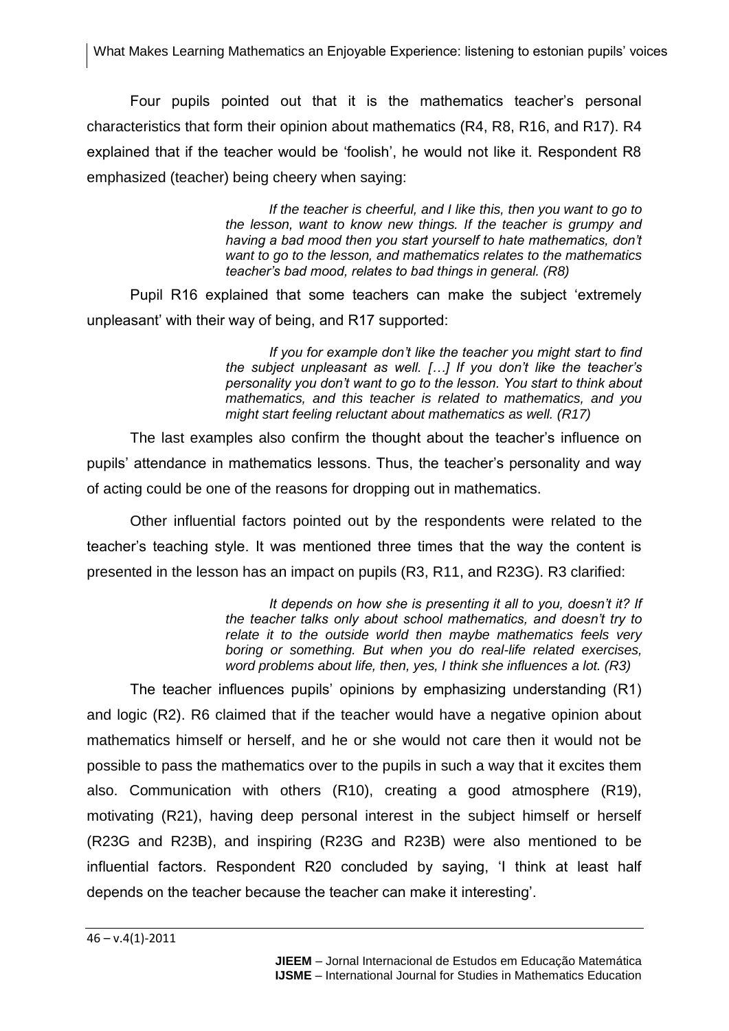Four pupils pointed out that it is the mathematics teacher's personal characteristics that form their opinion about mathematics (R4, R8, R16, and R17). R4 explained that if the teacher would be 'foolish', he would not like it. Respondent R8 emphasized (teacher) being cheery when saying:

> *If the teacher is cheerful, and I like this, then you want to go to the lesson, want to know new things. If the teacher is grumpy and having a bad mood then you start yourself to hate mathematics, don't want to go to the lesson, and mathematics relates to the mathematics teacher's bad mood, relates to bad things in general. (R8)*

Pupil R16 explained that some teachers can make the subject 'extremely unpleasant' with their way of being, and R17 supported:

> *If you for example don't like the teacher you might start to find the subject unpleasant as well. […] If you don't like the teacher's personality you don't want to go to the lesson. You start to think about mathematics, and this teacher is related to mathematics, and you might start feeling reluctant about mathematics as well. (R17)*

The last examples also confirm the thought about the teacher's influence on pupils' attendance in mathematics lessons. Thus, the teacher's personality and way of acting could be one of the reasons for dropping out in mathematics.

Other influential factors pointed out by the respondents were related to the teacher's teaching style. It was mentioned three times that the way the content is presented in the lesson has an impact on pupils (R3, R11, and R23G). R3 clarified:

> *It depends on how she is presenting it all to you, doesn't it? If the teacher talks only about school mathematics, and doesn't try to relate it to the outside world then maybe mathematics feels very boring or something. But when you do real-life related exercises, word problems about life, then, yes, I think she influences a lot. (R3)*

The teacher influences pupils' opinions by emphasizing understanding (R1) and logic (R2). R6 claimed that if the teacher would have a negative opinion about mathematics himself or herself, and he or she would not care then it would not be possible to pass the mathematics over to the pupils in such a way that it excites them also. Communication with others (R10), creating a good atmosphere (R19), motivating (R21), having deep personal interest in the subject himself or herself (R23G and R23B), and inspiring (R23G and R23B) were also mentioned to be influential factors. Respondent R20 concluded by saying, 'I think at least half depends on the teacher because the teacher can make it interesting'.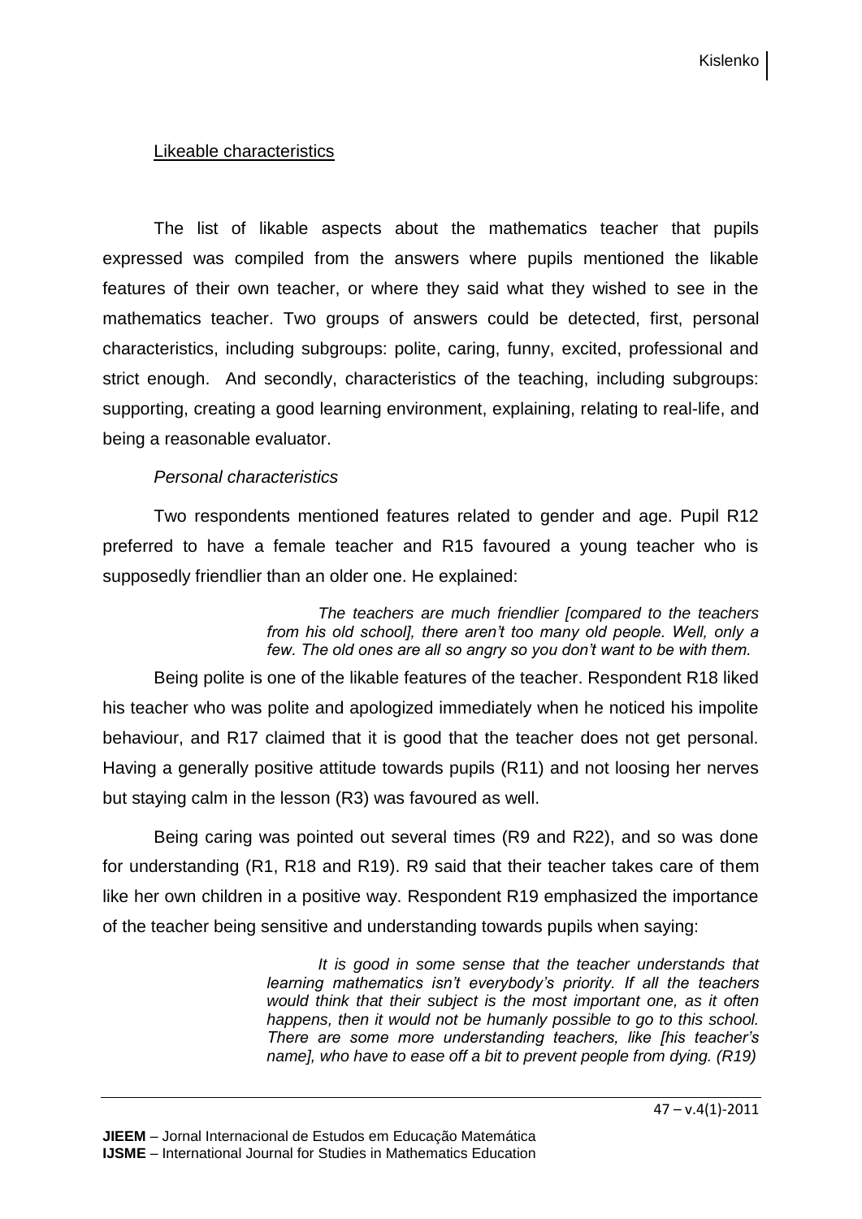Likeable characteristics

The list of likable aspects about the mathematics teacher that pupils expressed was compiled from the answers where pupils mentioned the likable features of their own teacher, or where they said what they wished to see in the mathematics teacher. Two groups of answers could be detected, first, personal characteristics, including subgroups: polite, caring, funny, excited, professional and strict enough. And secondly, characteristics of the teaching, including subgroups: supporting, creating a good learning environment, explaining, relating to real-life, and being a reasonable evaluator.

*Personal characteristics*

Two respondents mentioned features related to gender and age. Pupil R12 preferred to have a female teacher and R15 favoured a young teacher who is supposedly friendlier than an older one. He explained:

> *The teachers are much friendlier [compared to the teachers from his old school], there aren't too many old people. Well, only a few. The old ones are all so angry so you don't want to be with them.*

Being polite is one of the likable features of the teacher. Respondent R18 liked his teacher who was polite and apologized immediately when he noticed his impolite behaviour, and R17 claimed that it is good that the teacher does not get personal. Having a generally positive attitude towards pupils (R11) and not loosing her nerves but staying calm in the lesson (R3) was favoured as well.

Being caring was pointed out several times (R9 and R22), and so was done for understanding (R1, R18 and R19). R9 said that their teacher takes care of them like her own children in a positive way. Respondent R19 emphasized the importance of the teacher being sensitive and understanding towards pupils when saying:

> *It is good in some sense that the teacher understands that learning mathematics isn't everybody's priority. If all the teachers would think that their subject is the most important one, as it often happens, then it would not be humanly possible to go to this school. There are some more understanding teachers, like [his teacher's name], who have to ease off a bit to prevent people from dying. (R19)*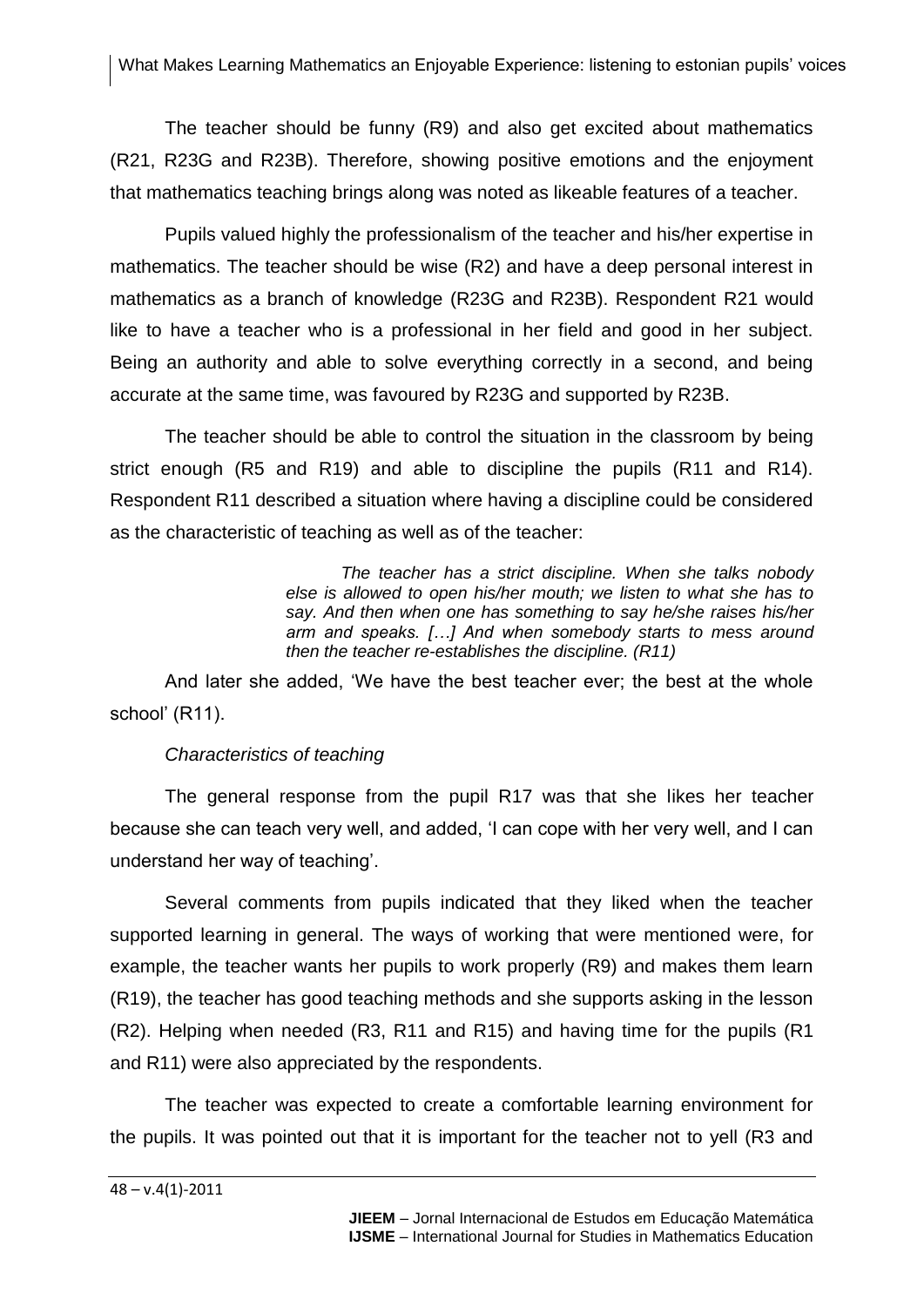The teacher should be funny (R9) and also get excited about mathematics (R21, R23G and R23B). Therefore, showing positive emotions and the enjoyment that mathematics teaching brings along was noted as likeable features of a teacher.

Pupils valued highly the professionalism of the teacher and his/her expertise in mathematics. The teacher should be wise (R2) and have a deep personal interest in mathematics as a branch of knowledge (R23G and R23B). Respondent R21 would like to have a teacher who is a professional in her field and good in her subject. Being an authority and able to solve everything correctly in a second, and being accurate at the same time, was favoured by R23G and supported by R23B.

The teacher should be able to control the situation in the classroom by being strict enough (R5 and R19) and able to discipline the pupils (R11 and R14). Respondent R11 described a situation where having a discipline could be considered as the characteristic of teaching as well as of the teacher:

> *The teacher has a strict discipline. When she talks nobody else is allowed to open his/her mouth; we listen to what she has to say. And then when one has something to say he/she raises his/her arm and speaks. […] And when somebody starts to mess around then the teacher re-establishes the discipline. (R11)*

And later she added, 'We have the best teacher ever; the best at the whole school' (R11).

*Characteristics of teaching*

The general response from the pupil R17 was that she likes her teacher because she can teach very well, and added, 'I can cope with her very well, and I can understand her way of teaching'.

Several comments from pupils indicated that they liked when the teacher supported learning in general. The ways of working that were mentioned were, for example, the teacher wants her pupils to work properly (R9) and makes them learn (R19), the teacher has good teaching methods and she supports asking in the lesson (R2). Helping when needed (R3, R11 and R15) and having time for the pupils (R1 and R11) were also appreciated by the respondents.

The teacher was expected to create a comfortable learning environment for the pupils. It was pointed out that it is important for the teacher not to yell (R3 and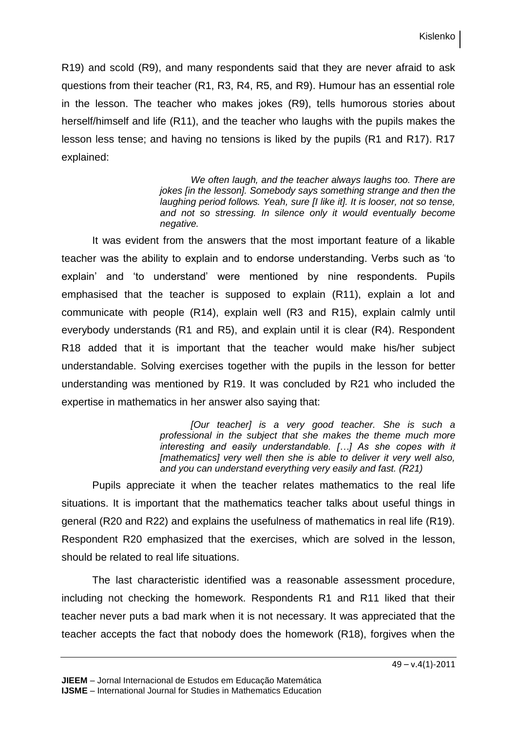R19) and scold (R9), and many respondents said that they are never afraid to ask questions from their teacher (R1, R3, R4, R5, and R9). Humour has an essential role in the lesson. The teacher who makes jokes (R9), tells humorous stories about herself/himself and life (R11), and the teacher who laughs with the pupils makes the lesson less tense; and having no tensions is liked by the pupils (R1 and R17). R17 explained:

> *We often laugh, and the teacher always laughs too. There are jokes [in the lesson]. Somebody says something strange and then the laughing period follows. Yeah, sure [I like it]. It is looser, not so tense, and not so stressing. In silence only it would eventually become negative.*

It was evident from the answers that the most important feature of a likable teacher was the ability to explain and to endorse understanding. Verbs such as 'to explain' and 'to understand' were mentioned by nine respondents. Pupils emphasised that the teacher is supposed to explain (R11), explain a lot and communicate with people (R14), explain well (R3 and R15), explain calmly until everybody understands (R1 and R5), and explain until it is clear (R4). Respondent R18 added that it is important that the teacher would make his/her subject understandable. Solving exercises together with the pupils in the lesson for better understanding was mentioned by R19. It was concluded by R21 who included the expertise in mathematics in her answer also saying that:

> *[Our teacher] is a very good teacher. She is such a professional in the subject that she makes the theme much more interesting and easily understandable. […] As she copes with it [mathematics] very well then she is able to deliver it very well also, and you can understand everything very easily and fast. (R21)*

Pupils appreciate it when the teacher relates mathematics to the real life situations. It is important that the mathematics teacher talks about useful things in general (R20 and R22) and explains the usefulness of mathematics in real life (R19). Respondent R20 emphasized that the exercises, which are solved in the lesson, should be related to real life situations.

The last characteristic identified was a reasonable assessment procedure, including not checking the homework. Respondents R1 and R11 liked that their teacher never puts a bad mark when it is not necessary. It was appreciated that the teacher accepts the fact that nobody does the homework (R18), forgives when the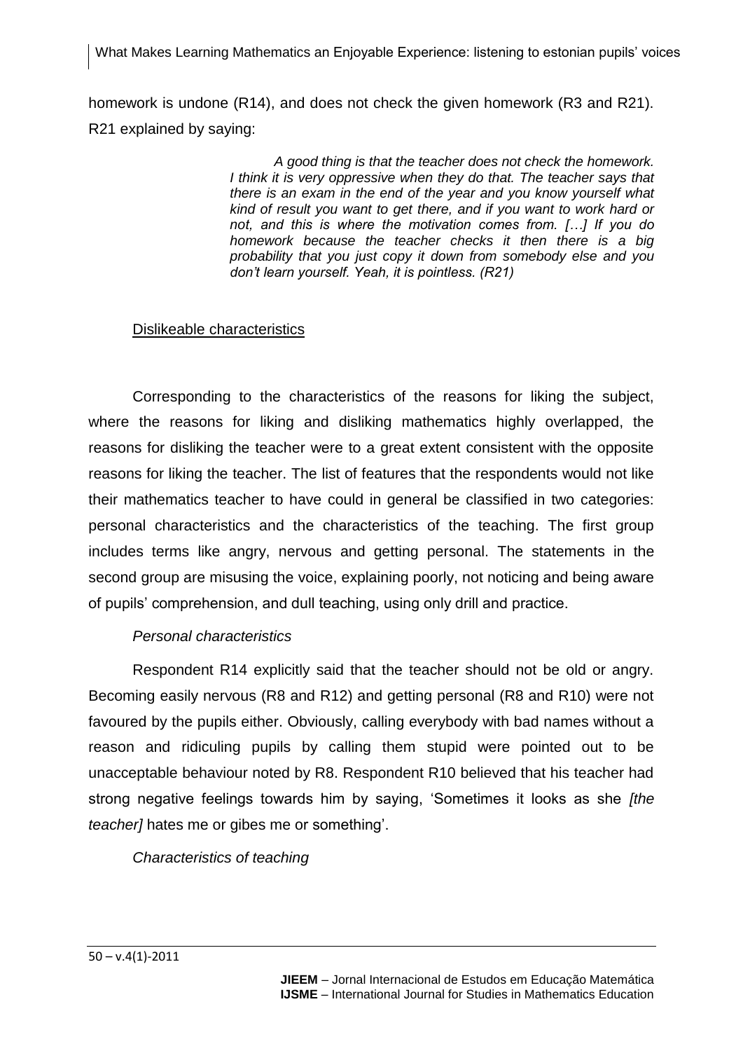homework is undone (R14), and does not check the given homework (R3 and R21). R21 explained by saying:

> *A good thing is that the teacher does not check the homework. I think it is very oppressive when they do that. The teacher says that there is an exam in the end of the year and you know yourself what kind of result you want to get there, and if you want to work hard or not, and this is where the motivation comes from. […] If you do homework because the teacher checks it then there is a big probability that you just copy it down from somebody else and you don't learn yourself. Yeah, it is pointless. (R21)*

<u>Dislikeable characteristics</u>

Corresponding to the characteristics of the reasons for liking the subject, where the reasons for liking and disliking mathematics highly overlapped, the reasons for disliking the teacher were to a great extent consistent with the opposite reasons for liking the teacher. The list of features that the respondents would not like their mathematics teacher to have could in general be classified in two categories: personal characteristics and the characteristics of the teaching. The first group includes terms like angry, nervous and getting personal. The statements in the second group are misusing the voice, explaining poorly, not noticing and being aware of pupils' comprehension, and dull teaching, using only drill and practice.

*Personal characteristics*

Respondent R14 explicitly said that the teacher should not be old or angry. Becoming easily nervous (R8 and R12) and getting personal (R8 and R10) were not favoured by the pupils either. Obviously, calling everybody with bad names without a reason and ridiculing pupils by calling them stupid were pointed out to be unacceptable behaviour noted by R8. Respondent R10 believed that his teacher had strong negative feelings towards him by saying, 'Sometimes it looks as she *[the teacher]* hates me or gibes me or something'.

*Characteristics of teaching*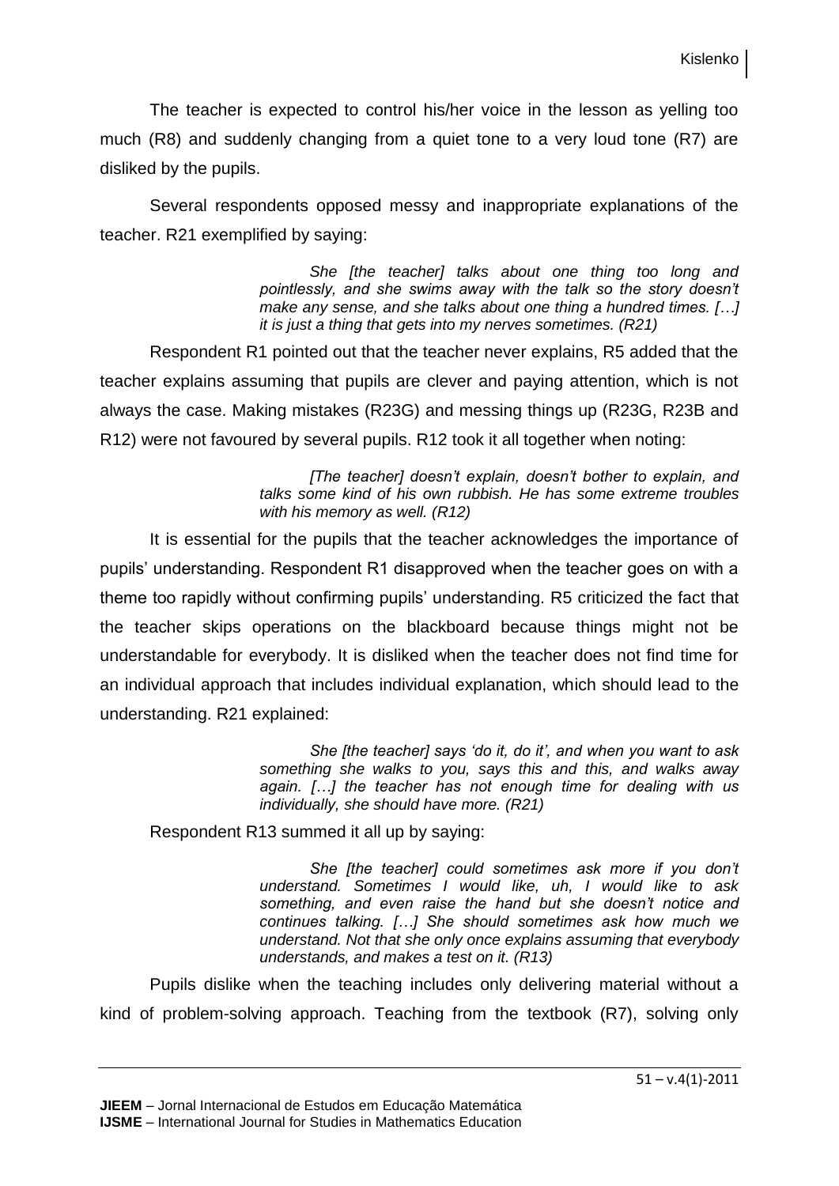The teacher is expected to control his/her voice in the lesson as yelling too much (R8) and suddenly changing from a quiet tone to a very loud tone (R7) are disliked by the pupils.

Several respondents opposed messy and inappropriate explanations of the teacher. R21 exemplified by saying:

> *She [the teacher] talks about one thing too long and pointlessly, and she swims away with the talk so the story doesn't make any sense, and she talks about one thing a hundred times. […] it is just a thing that gets into my nerves sometimes. (R21)*

Respondent R1 pointed out that the teacher never explains, R5 added that the teacher explains assuming that pupils are clever and paying attention, which is not always the case. Making mistakes (R23G) and messing things up (R23G, R23B and R12) were not favoured by several pupils. R12 took it all together when noting:

> *[The teacher] doesn't explain, doesn't bother to explain, and talks some kind of his own rubbish. He has some extreme troubles with his memory as well. (R12)*

It is essential for the pupils that the teacher acknowledges the importance of pupils' understanding. Respondent R1 disapproved when the teacher goes on with a theme too rapidly without confirming pupils' understanding. R5 criticized the fact that the teacher skips operations on the blackboard because things might not be understandable for everybody. It is disliked when the teacher does not find time for an individual approach that includes individual explanation, which should lead to the understanding. R21 explained:

> *She [the teacher] says 'do it, do it', and when you want to ask something she walks to you, says this and this, and walks away again. […] the teacher has not enough time for dealing with us individually, she should have more. (R21)*

Respondent R13 summed it all up by saying:

> *She [the teacher] could sometimes ask more if you don't understand. Sometimes I would like, uh, I would like to ask something, and even raise the hand but she doesn't notice and continues talking. […] She should sometimes ask how much we understand. Not that she only once explains assuming that everybody understands, and makes a test on it. (R13)*

Pupils dislike when the teaching includes only delivering material without a kind of problem-solving approach. Teaching from the textbook (R7), solving only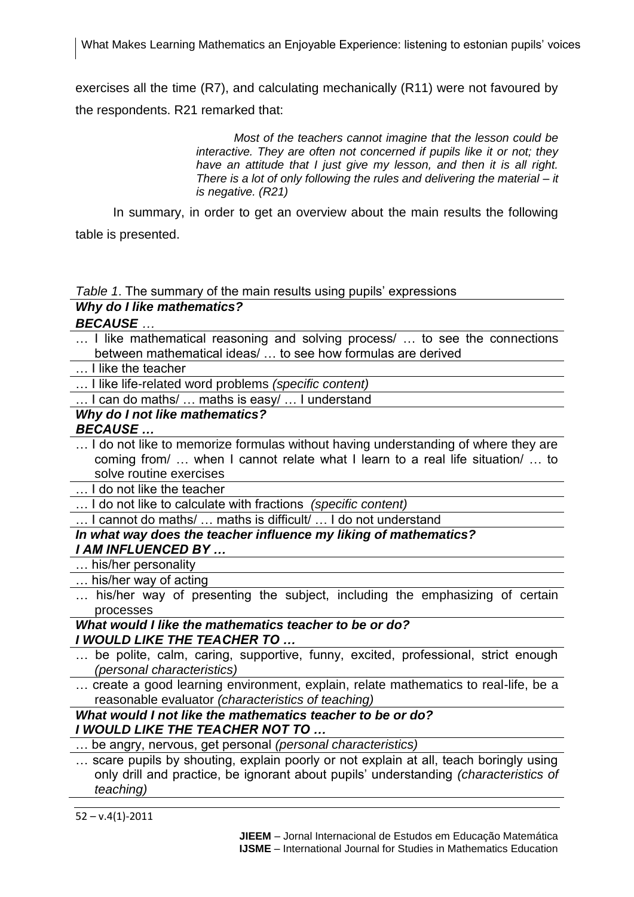exercises all the time (R7), and calculating mechanically (R11) were not favoured by the respondents. R21 remarked that:

> *Most of the teachers cannot imagine that the lesson could be interactive. They are often not concerned if pupils like it or not; they have an attitude that I just give my lesson, and then it is all right. There is a lot of only following the rules and delivering the material – it is negative. (R21)*

In summary, in order to get an overview about the main results the following table is presented.

*Table 1*. The summary of the main results using pupils' expressions

| ***Why do I like mathematics?*** <br> ***BECAUSE …*** |
|---|
| … I like mathematical reasoning and solving process/ … to see the connections between mathematical ideas/ … to see how formulas are derived |
| … I like the teacher |
| … I like life-related word problems *(specific content)* |
| … I can do maths/ … maths is easy/ … I understand |
| ***Why do I not like mathematics?*** <br> ***BECAUSE …*** |
| … I do not like to memorize formulas without having understanding of where they are coming from/ … when I cannot relate what I learn to a real life situation/ … to solve routine exercises |
| … I do not like the teacher |
| … I do not like to calculate with fractions *(specific content)* |
| … I cannot do maths/ … maths is difficult/ … I do not understand |
| ***In what way does the teacher influence my liking of mathematics?*** <br> ***I AM INFLUENCED BY …*** |
| … his/her personality |
| … his/her way of acting |
| … his/her way of presenting the subject, including the emphasizing of certain processes |
| ***What would I like the mathematics teacher to be or do?*** <br> ***I WOULD LIKE THE TEACHER TO …*** |
| … be polite, calm, caring, supportive, funny, excited, professional, strict enough *(personal characteristics)* |
| … create a good learning environment, explain, relate mathematics to real-life, be a reasonable evaluator *(characteristics of teaching)* |
| ***What would I not like the mathematics teacher to be or do?*** <br> ***I WOULD LIKE THE TEACHER NOT TO …*** |
| … be angry, nervous, get personal *(personal characteristics)* |
| … scare pupils by shouting, explain poorly or not explain at all, teach boringly using only drill and practice, be ignorant about pupils' understanding *(characteristics of teaching)* |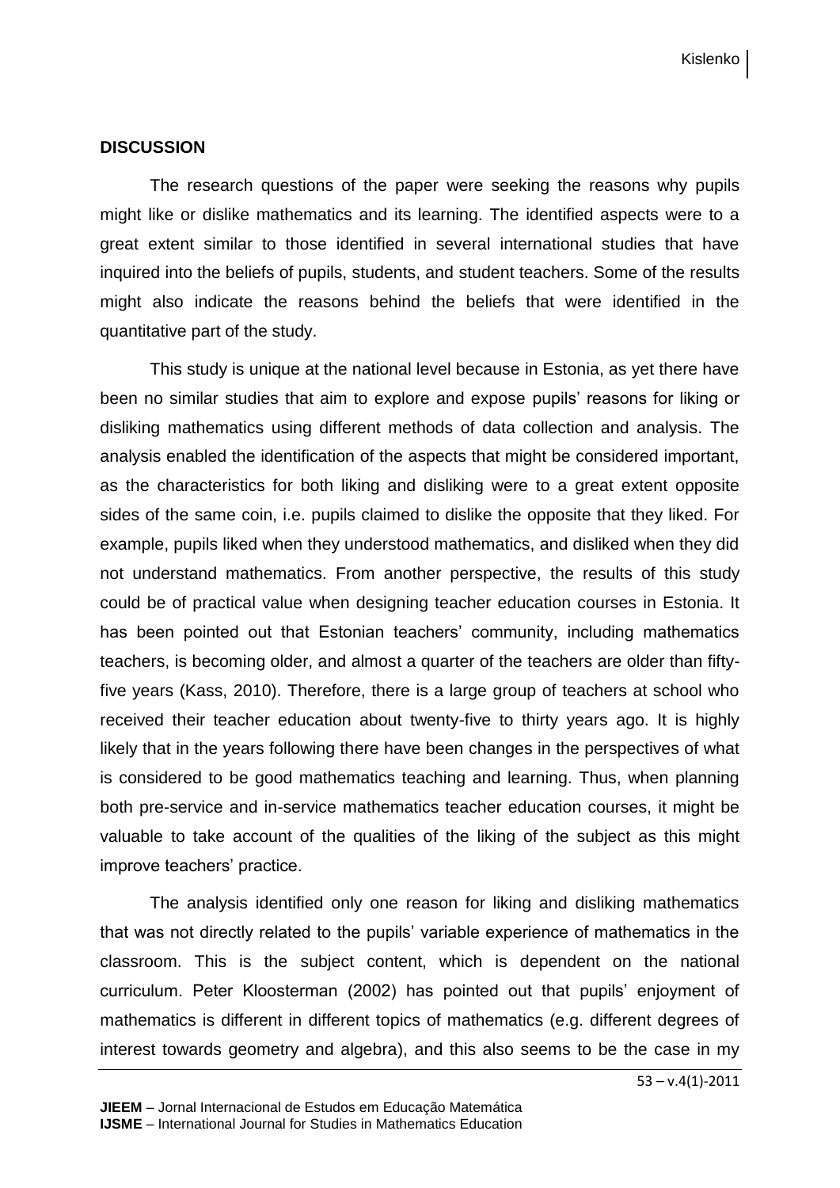## DISCUSSION

The research questions of the paper were seeking the reasons why pupils might like or dislike mathematics and its learning. The identified aspects were to a great extent similar to those identified in several international studies that have inquired into the beliefs of pupils, students, and student teachers. Some of the results might also indicate the reasons behind the beliefs that were identified in the quantitative part of the study.

This study is unique at the national level because in Estonia, as yet there have been no similar studies that aim to explore and expose pupils' reasons for liking or disliking mathematics using different methods of data collection and analysis. The analysis enabled the identification of the aspects that might be considered important, as the characteristics for both liking and disliking were to a great extent opposite sides of the same coin, i.e. pupils claimed to dislike the opposite that they liked. For example, pupils liked when they understood mathematics, and disliked when they did not understand mathematics. From another perspective, the results of this study could be of practical value when designing teacher education courses in Estonia. It has been pointed out that Estonian teachers' community, including mathematics teachers, is becoming older, and almost a quarter of the teachers are older than fifty-five years (Kass, 2010). Therefore, there is a large group of teachers at school who received their teacher education about twenty-five to thirty years ago. It is highly likely that in the years following there have been changes in the perspectives of what is considered to be good mathematics teaching and learning. Thus, when planning both pre-service and in-service mathematics teacher education courses, it might be valuable to take account of the qualities of the liking of the subject as this might improve teachers' practice.

The analysis identified only one reason for liking and disliking mathematics that was not directly related to the pupils' variable experience of mathematics in the classroom. This is the subject content, which is dependent on the national curriculum. Peter Kloosterman (2002) has pointed out that pupils' enjoyment of mathematics is different in different topics of mathematics (e.g. different degrees of interest towards geometry and algebra), and this also seems to be the case in my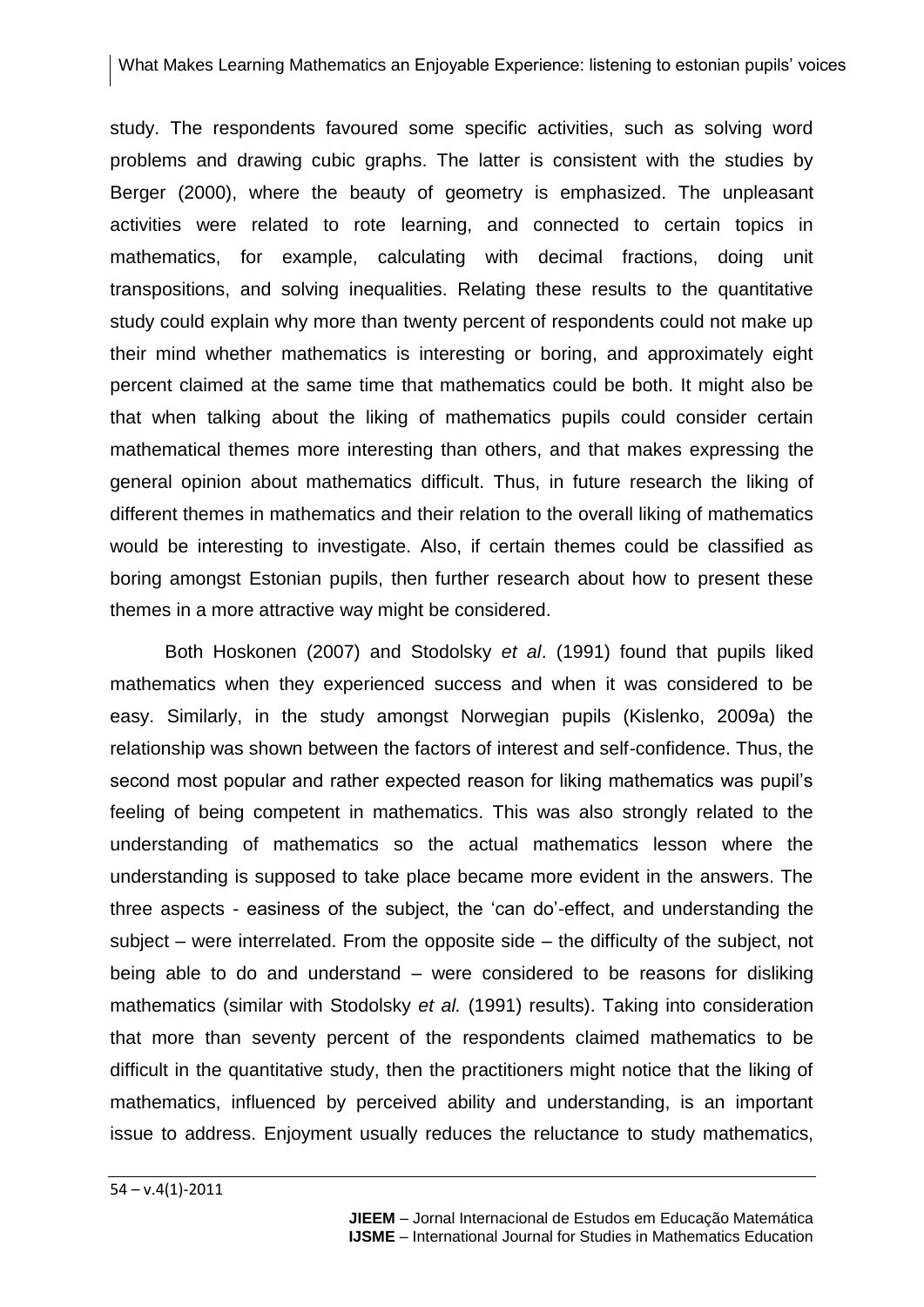study. The respondents favoured some specific activities, such as solving word problems and drawing cubic graphs. The latter is consistent with the studies by Berger (2000), where the beauty of geometry is emphasized. The unpleasant activities were related to rote learning, and connected to certain topics in mathematics, for example, calculating with decimal fractions, doing unit transpositions, and solving inequalities. Relating these results to the quantitative study could explain why more than twenty percent of respondents could not make up their mind whether mathematics is interesting or boring, and approximately eight percent claimed at the same time that mathematics could be both. It might also be that when talking about the liking of mathematics pupils could consider certain mathematical themes more interesting than others, and that makes expressing the general opinion about mathematics difficult. Thus, in future research the liking of different themes in mathematics and their relation to the overall liking of mathematics would be interesting to investigate. Also, if certain themes could be classified as boring amongst Estonian pupils, then further research about how to present these themes in a more attractive way might be considered.

Both Hoskonen (2007) and Stodolsky *et al*. (1991) found that pupils liked mathematics when they experienced success and when it was considered to be easy. Similarly, in the study amongst Norwegian pupils (Kislenko, 2009a) the relationship was shown between the factors of interest and self-confidence. Thus, the second most popular and rather expected reason for liking mathematics was pupil's feeling of being competent in mathematics. This was also strongly related to the understanding of mathematics so the actual mathematics lesson where the understanding is supposed to take place became more evident in the answers. The three aspects - easiness of the subject, the 'can do'-effect, and understanding the subject – were interrelated. From the opposite side – the difficulty of the subject, not being able to do and understand – were considered to be reasons for disliking mathematics (similar with Stodolsky *et al.* (1991) results). Taking into consideration that more than seventy percent of the respondents claimed mathematics to be difficult in the quantitative study, then the practitioners might notice that the liking of mathematics, influenced by perceived ability and understanding, is an important issue to address. Enjoyment usually reduces the reluctance to study mathematics,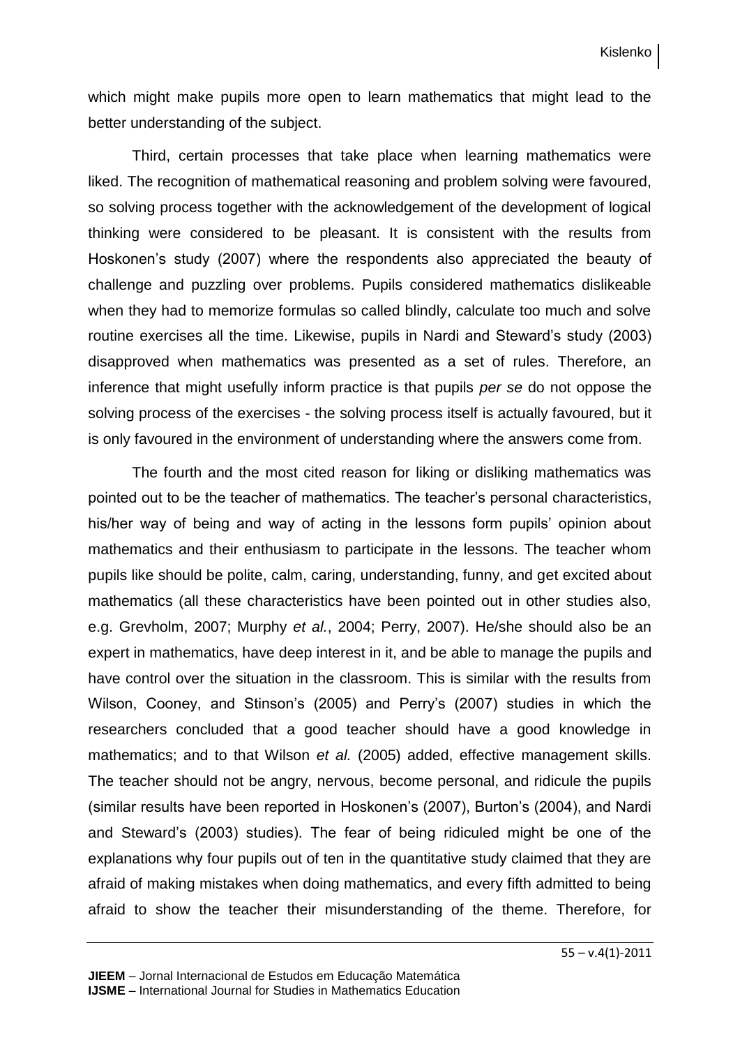which might make pupils more open to learn mathematics that might lead to the better understanding of the subject.

Third, certain processes that take place when learning mathematics were liked. The recognition of mathematical reasoning and problem solving were favoured, so solving process together with the acknowledgement of the development of logical thinking were considered to be pleasant. It is consistent with the results from Hoskonen's study (2007) where the respondents also appreciated the beauty of challenge and puzzling over problems. Pupils considered mathematics dislikeable when they had to memorize formulas so called blindly, calculate too much and solve routine exercises all the time. Likewise, pupils in Nardi and Steward's study (2003) disapproved when mathematics was presented as a set of rules. Therefore, an inference that might usefully inform practice is that pupils *per se* do not oppose the solving process of the exercises - the solving process itself is actually favoured, but it is only favoured in the environment of understanding where the answers come from.

The fourth and the most cited reason for liking or disliking mathematics was pointed out to be the teacher of mathematics. The teacher's personal characteristics, his/her way of being and way of acting in the lessons form pupils' opinion about mathematics and their enthusiasm to participate in the lessons. The teacher whom pupils like should be polite, calm, caring, understanding, funny, and get excited about mathematics (all these characteristics have been pointed out in other studies also, e.g. Grevholm, 2007; Murphy *et al.*, 2004; Perry, 2007). He/she should also be an expert in mathematics, have deep interest in it, and be able to manage the pupils and have control over the situation in the classroom. This is similar with the results from Wilson, Cooney, and Stinson's (2005) and Perry's (2007) studies in which the researchers concluded that a good teacher should have a good knowledge in mathematics; and to that Wilson *et al.* (2005) added, effective management skills. The teacher should not be angry, nervous, become personal, and ridicule the pupils (similar results have been reported in Hoskonen's (2007), Burton's (2004), and Nardi and Steward's (2003) studies). The fear of being ridiculed might be one of the explanations why four pupils out of ten in the quantitative study claimed that they are afraid of making mistakes when doing mathematics, and every fifth admitted to being afraid to show the teacher their misunderstanding of the theme. Therefore, for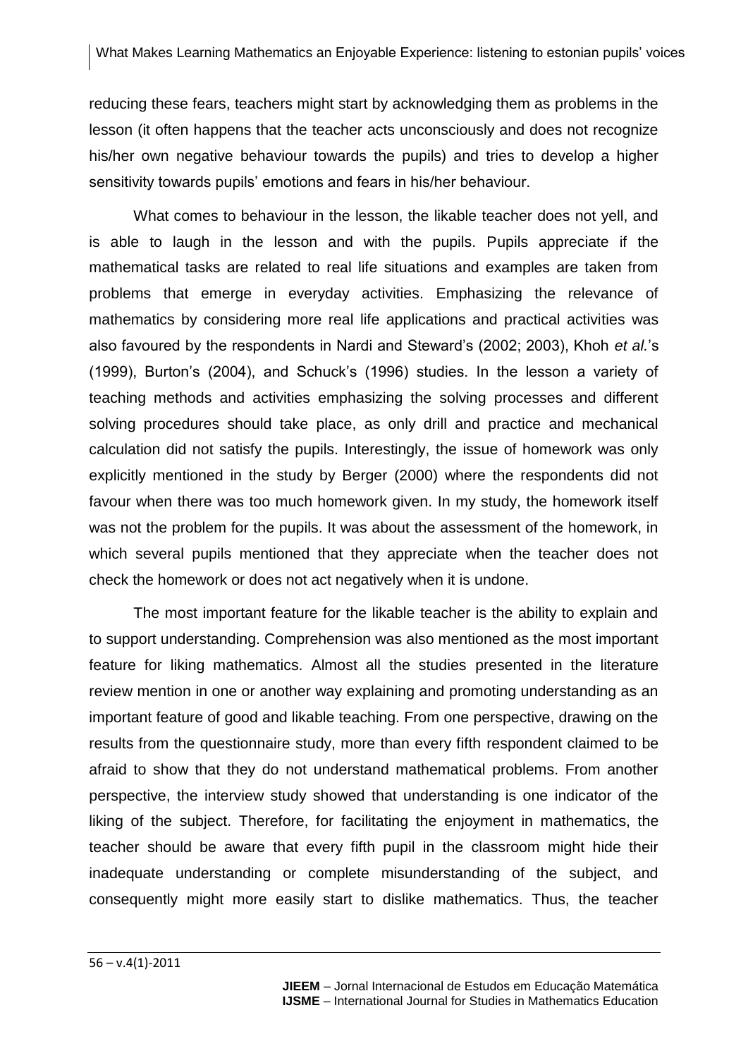reducing these fears, teachers might start by acknowledging them as problems in the lesson (it often happens that the teacher acts unconsciously and does not recognize his/her own negative behaviour towards the pupils) and tries to develop a higher sensitivity towards pupils' emotions and fears in his/her behaviour.

What comes to behaviour in the lesson, the likable teacher does not yell, and is able to laugh in the lesson and with the pupils. Pupils appreciate if the mathematical tasks are related to real life situations and examples are taken from problems that emerge in everyday activities. Emphasizing the relevance of mathematics by considering more real life applications and practical activities was also favoured by the respondents in Nardi and Steward's (2002; 2003), Khoh *et al.*'s (1999), Burton's (2004), and Schuck's (1996) studies. In the lesson a variety of teaching methods and activities emphasizing the solving processes and different solving procedures should take place, as only drill and practice and mechanical calculation did not satisfy the pupils. Interestingly, the issue of homework was only explicitly mentioned in the study by Berger (2000) where the respondents did not favour when there was too much homework given. In my study, the homework itself was not the problem for the pupils. It was about the assessment of the homework, in which several pupils mentioned that they appreciate when the teacher does not check the homework or does not act negatively when it is undone.

The most important feature for the likable teacher is the ability to explain and to support understanding. Comprehension was also mentioned as the most important feature for liking mathematics. Almost all the studies presented in the literature review mention in one or another way explaining and promoting understanding as an important feature of good and likable teaching. From one perspective, drawing on the results from the questionnaire study, more than every fifth respondent claimed to be afraid to show that they do not understand mathematical problems. From another perspective, the interview study showed that understanding is one indicator of the liking of the subject. Therefore, for facilitating the enjoyment in mathematics, the teacher should be aware that every fifth pupil in the classroom might hide their inadequate understanding or complete misunderstanding of the subject, and consequently might more easily start to dislike mathematics. Thus, the teacher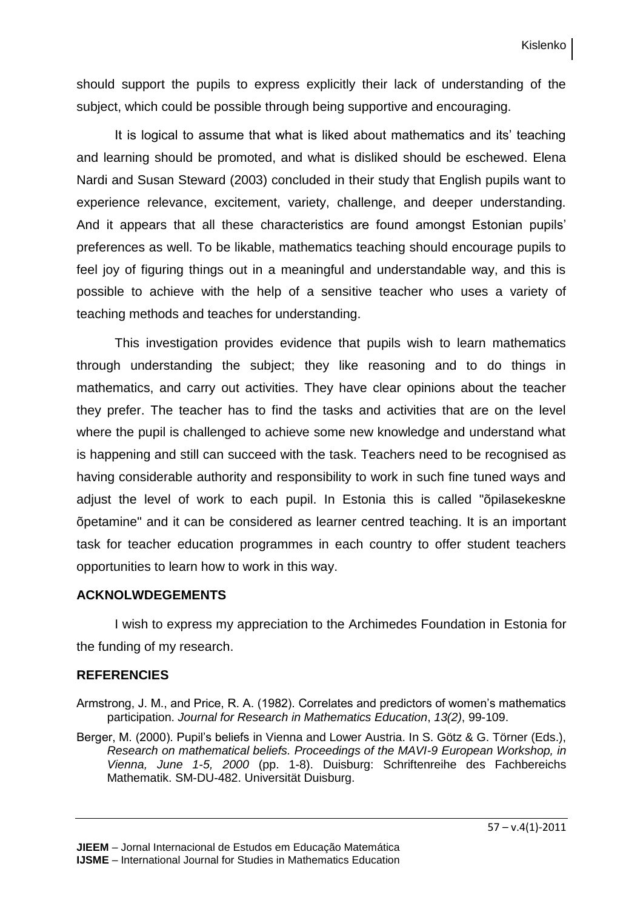should support the pupils to express explicitly their lack of understanding of the subject, which could be possible through being supportive and encouraging.

It is logical to assume that what is liked about mathematics and its' teaching and learning should be promoted, and what is disliked should be eschewed. Elena Nardi and Susan Steward (2003) concluded in their study that English pupils want to experience relevance, excitement, variety, challenge, and deeper understanding. And it appears that all these characteristics are found amongst Estonian pupils' preferences as well. To be likable, mathematics teaching should encourage pupils to feel joy of figuring things out in a meaningful and understandable way, and this is possible to achieve with the help of a sensitive teacher who uses a variety of teaching methods and teaches for understanding.

This investigation provides evidence that pupils wish to learn mathematics through understanding the subject; they like reasoning and to do things in mathematics, and carry out activities. They have clear opinions about the teacher they prefer. The teacher has to find the tasks and activities that are on the level where the pupil is challenged to achieve some new knowledge and understand what is happening and still can succeed with the task. Teachers need to be recognised as having considerable authority and responsibility to work in such fine tuned ways and adjust the level of work to each pupil. In Estonia this is called "õpilasekeskne õpetamine" and it can be considered as learner centred teaching. It is an important task for teacher education programmes in each country to offer student teachers opportunities to learn how to work in this way.

## ACKNOLWDEGEMENTS

I wish to express my appreciation to the Archimedes Foundation in Estonia for the funding of my research.

## REFERENCIES

Armstrong, J. M., and Price, R. A. (1982). Correlates and predictors of women's mathematics participation. *Journal for Research in Mathematics Education*, *13(2)*, 99-109.

Berger, M. (2000). Pupil's beliefs in Vienna and Lower Austria. In S. Götz & G. Törner (Eds.), *Research on mathematical beliefs. Proceedings of the MAVI-9 European Workshop, in Vienna, June 1-5, 2000* (pp. 1-8). Duisburg: Schriftenreihe des Fachbereichs Mathematik. SM-DU-482. Universität Duisburg.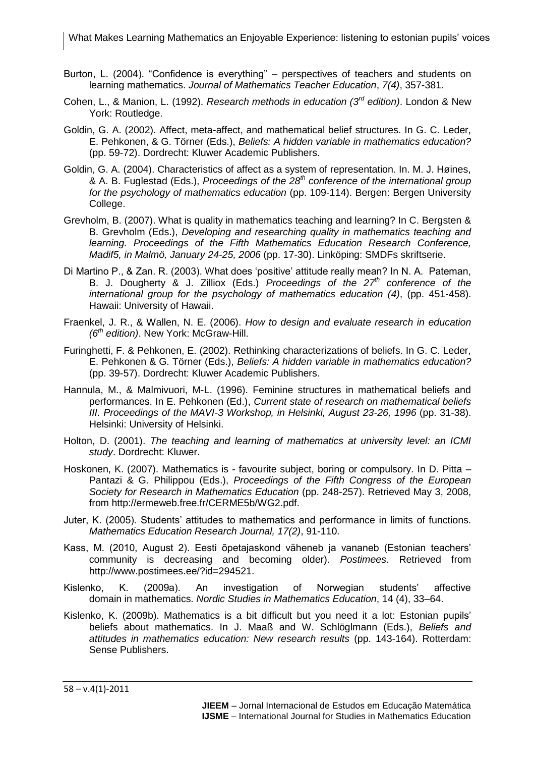Burton, L. (2004). "Confidence is everything" – perspectives of teachers and students on learning mathematics. *Journal of Mathematics Teacher Education*, *7(4)*, 357-381.

Cohen, L., & Manion, L. (1992). *Research methods in education (3rd edition)*. London & New York: Routledge.

Goldin, G. A. (2002). Affect, meta-affect, and mathematical belief structures. In G. C. Leder, E. Pehkonen, & G. Törner (Eds.), *Beliefs: A hidden variable in mathematics education?* (pp. 59-72). Dordrecht: Kluwer Academic Publishers.

Goldin, G. A. (2004). Characteristics of affect as a system of representation. In. M. J. Høines, & A. B. Fuglestad (Eds.), *Proceedings of the 28th conference of the international group for the psychology of mathematics education* (pp. 109-114). Bergen: Bergen University College.

Grevholm, B. (2007). What is quality in mathematics teaching and learning? In C. Bergsten & B. Grevholm (Eds.), *Developing and researching quality in mathematics teaching and learning. Proceedings of the Fifth Mathematics Education Research Conference, Madif5, in Malmö, January 24-25, 2006* (pp. 17-30). Linköping: SMDFs skriftserie.

Di Martino P., & Zan. R. (2003). What does 'positive' attitude really mean? In N. A. Pateman, B. J. Dougherty & J. Zilliox (Eds.) *Proceedings of the 27th conference of the international group for the psychology of mathematics education (4)*, (pp. 451-458). Hawaii: University of Hawaii.

Fraenkel, J. R., & Wallen, N. E. (2006). *How to design and evaluate research in education (6th edition)*. New York: McGraw-Hill.

Furinghetti, F. & Pehkonen, E. (2002). Rethinking characterizations of beliefs. In G. C. Leder, E. Pehkonen & G. Törner (Eds.), *Beliefs: A hidden variable in mathematics education?* (pp. 39-57). Dordrecht: Kluwer Academic Publishers.

Hannula, M., & Malmivuori, M-L. (1996). Feminine structures in mathematical beliefs and performances. In E. Pehkonen (Ed.), *Current state of research on mathematical beliefs III. Proceedings of the MAVI-3 Workshop, in Helsinki, August 23-26, 1996* (pp. 31-38). Helsinki: University of Helsinki.

Holton, D. (2001). *The teaching and learning of mathematics at university level: an ICMI study*. Dordrecht: Kluwer.

Hoskonen, K. (2007). Mathematics is - favourite subject, boring or compulsory. In D. Pitta – Pantazi & G. Philippou (Eds.), *Proceedings of the Fifth Congress of the European Society for Research in Mathematics Education* (pp. 248-257). Retrieved May 3, 2008, from http://ermeweb.free.fr/CERME5b/WG2.pdf.

Juter, K. (2005). Students' attitudes to mathematics and performance in limits of functions. *Mathematics Education Research Journal, 17(2)*, 91-110.

Kass, M. (2010, August 2). Eesti õpetajaskond väheneb ja vananeb (Estonian teachers' community is decreasing and becoming older). *Postimees*. Retrieved from http://www.postimees.ee/?id=294521.

Kislenko, K. (2009a). An investigation of Norwegian students' affective domain in mathematics. *Nordic Studies in Mathematics Education*, 14 (4), 33–64.

Kislenko, K. (2009b). Mathematics is a bit difficult but you need it a lot: Estonian pupils' beliefs about mathematics. In J. Maaß and W. Schlöglmann (Eds.), *Beliefs and attitudes in mathematics education: New research results* (pp. 143-164). Rotterdam: Sense Publishers.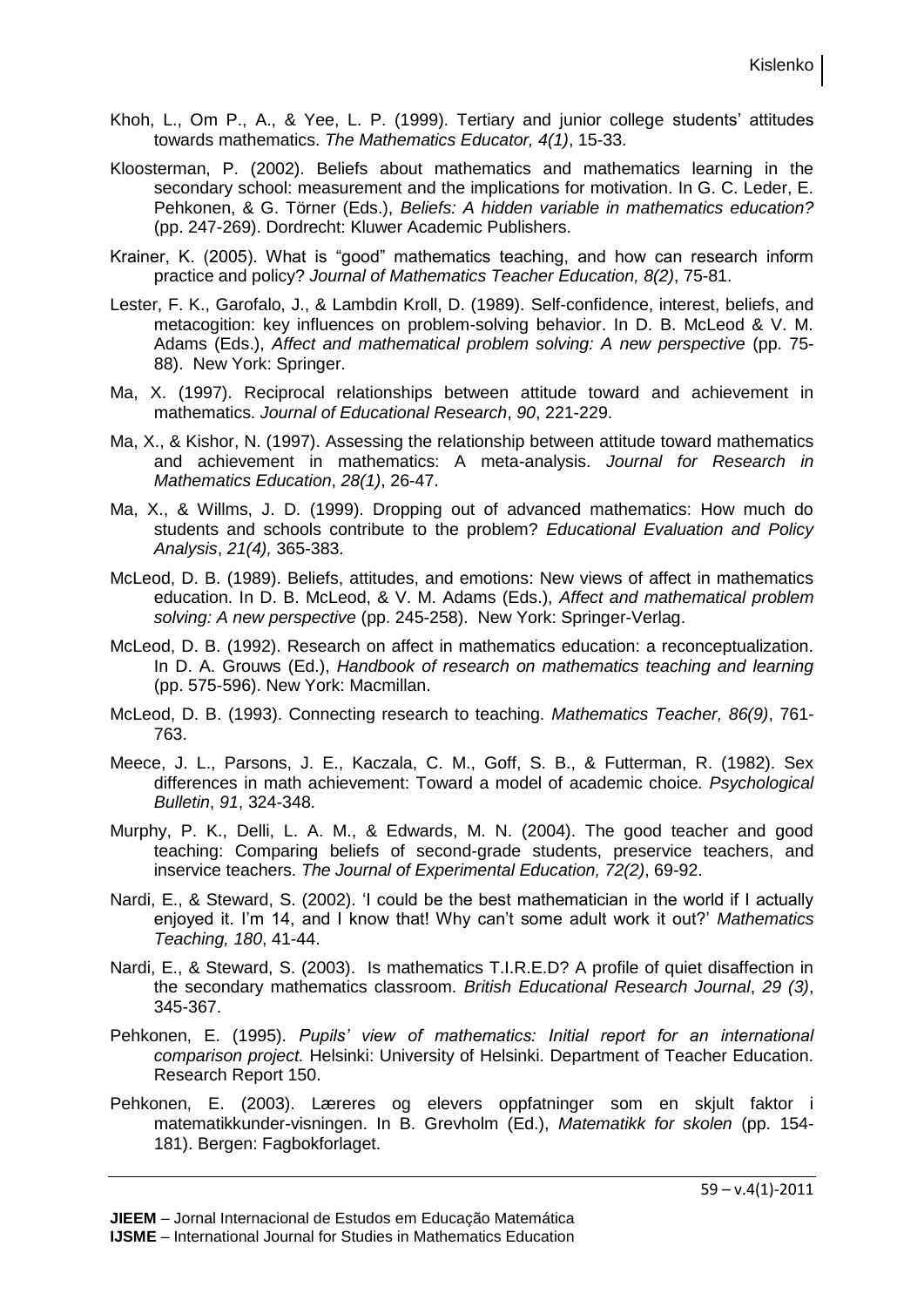Khoh, L., Om P., A., & Yee, L. P. (1999). Tertiary and junior college students' attitudes towards mathematics. *The Mathematics Educator, 4(1)*, 15-33.

Kloosterman, P. (2002). Beliefs about mathematics and mathematics learning in the secondary school: measurement and the implications for motivation. In G. C. Leder, E. Pehkonen, & G. Törner (Eds.), *Beliefs: A hidden variable in mathematics education?* (pp. 247-269). Dordrecht: Kluwer Academic Publishers.

Krainer, K. (2005). What is "good" mathematics teaching, and how can research inform practice and policy? *Journal of Mathematics Teacher Education, 8(2)*, 75-81.

Lester, F. K., Garofalo, J., & Lambdin Kroll, D. (1989). Self-confidence, interest, beliefs, and metacogition: key influences on problem-solving behavior. In D. B. McLeod & V. M. Adams (Eds.), *Affect and mathematical problem solving: A new perspective* (pp. 75-88). New York: Springer.

Ma, X. (1997). Reciprocal relationships between attitude toward and achievement in mathematics. *Journal of Educational Research*, *90*, 221-229.

Ma, X., & Kishor, N. (1997). Assessing the relationship between attitude toward mathematics and achievement in mathematics: A meta-analysis. *Journal for Research in Mathematics Education*, *28(1)*, 26-47.

Ma, X., & Willms, J. D. (1999). Dropping out of advanced mathematics: How much do students and schools contribute to the problem? *Educational Evaluation and Policy Analysis*, *21(4),* 365-383.

McLeod, D. B. (1989). Beliefs, attitudes, and emotions: New views of affect in mathematics education. In D. B. McLeod, & V. M. Adams (Eds.), *Affect and mathematical problem solving: A new perspective* (pp. 245-258). New York: Springer-Verlag.

McLeod, D. B. (1992). Research on affect in mathematics education: a reconceptualization. In D. A. Grouws (Ed.), *Handbook of research on mathematics teaching and learning* (pp. 575-596). New York: Macmillan.

McLeod, D. B. (1993). Connecting research to teaching. *Mathematics Teacher, 86(9)*, 761-763.

Meece, J. L., Parsons, J. E., Kaczala, C. M., Goff, S. B., & Futterman, R. (1982). Sex differences in math achievement: Toward a model of academic choice*. Psychological Bulletin*, *91*, 324-348.

Murphy, P. K., Delli, L. A. M., & Edwards, M. N. (2004). The good teacher and good teaching: Comparing beliefs of second-grade students, preservice teachers, and inservice teachers. *The Journal of Experimental Education, 72(2)*, 69-92.

Nardi, E., & Steward, S. (2002). 'I could be the best mathematician in the world if I actually enjoyed it. I'm 14, and I know that! Why can't some adult work it out?' *Mathematics Teaching, 180*, 41-44.

Nardi, E., & Steward, S. (2003). Is mathematics T.I.R.E.D? A profile of quiet disaffection in the secondary mathematics classroom. *British Educational Research Journal*, *29 (3)*, 345-367.

Pehkonen, E. (1995). *Pupils' view of mathematics: Initial report for an international comparison project.* Helsinki: University of Helsinki. Department of Teacher Education. Research Report 150.

Pehkonen, E. (2003). Læreres og elevers oppfatninger som en skjult faktor i matematikkunder-visningen. In B. Grevholm (Ed.), *Matematikk for skolen* (pp. 154-181). Bergen: Fagbokforlaget.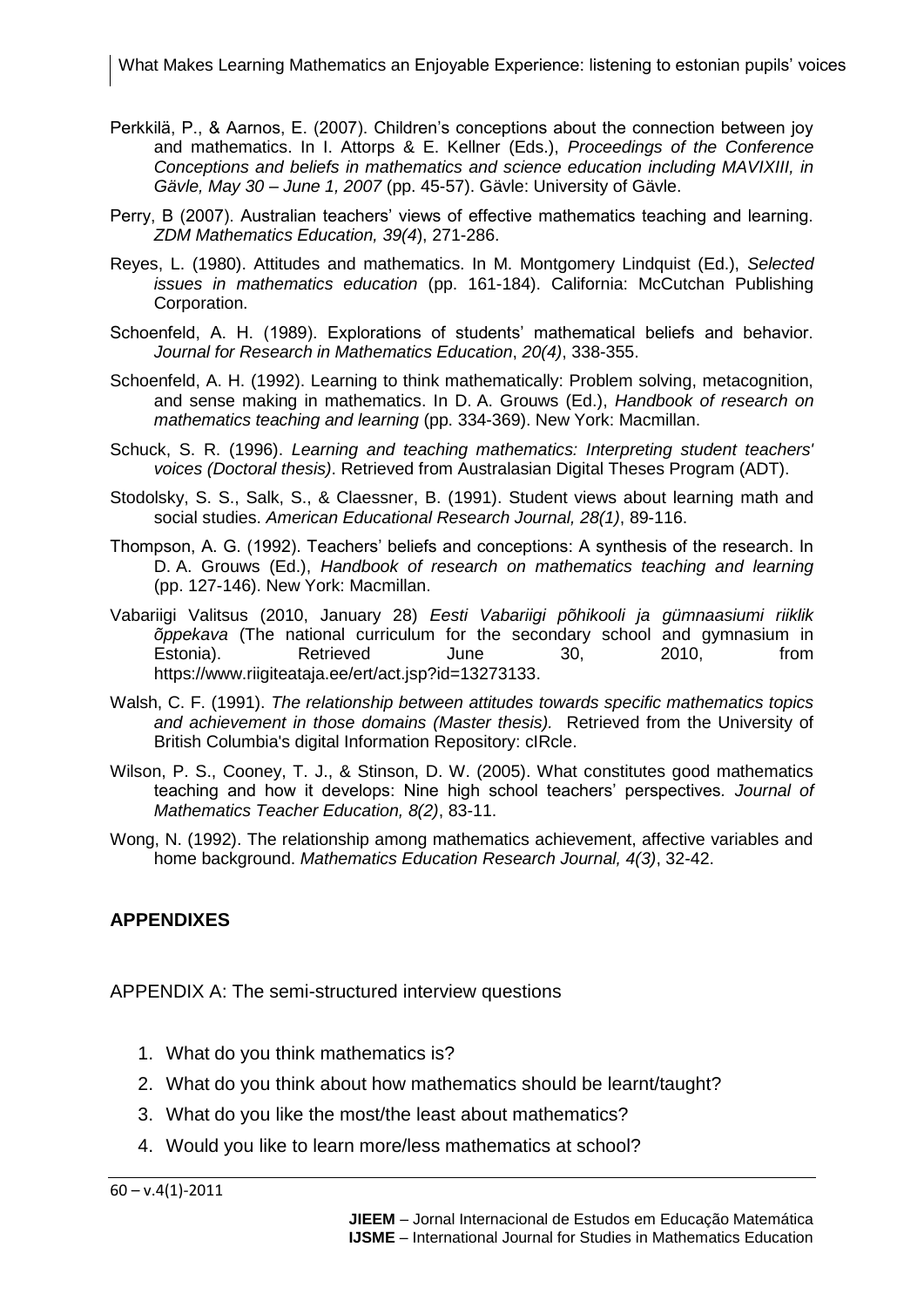Perkkilä, P., & Aarnos, E. (2007). Children's conceptions about the connection between joy and mathematics. In I. Attorps & E. Kellner (Eds.), *Proceedings of the Conference Conceptions and beliefs in mathematics and science education including MAVIXIII, in Gävle, May 30 – June 1, 2007* (pp. 45-57). Gävle: University of Gävle.

Perry, B (2007). Australian teachers' views of effective mathematics teaching and learning. *ZDM Mathematics Education, 39(4*), 271-286.

Reyes, L. (1980). Attitudes and mathematics. In M. Montgomery Lindquist (Ed.), *Selected issues in mathematics education* (pp. 161-184). California: McCutchan Publishing Corporation.

Schoenfeld, A. H. (1989). Explorations of students' mathematical beliefs and behavior. *Journal for Research in Mathematics Education*, *20(4)*, 338-355.

Schoenfeld, A. H. (1992). Learning to think mathematically: Problem solving, metacognition, and sense making in mathematics. In D. A. Grouws (Ed.), *Handbook of research on mathematics teaching and learning* (pp. 334-369). New York: Macmillan.

Schuck, S. R. (1996). *Learning and teaching mathematics: Interpreting student teachers' voices (Doctoral thesis)*. Retrieved from Australasian Digital Theses Program (ADT).

Stodolsky, S. S., Salk, S., & Claessner, B. (1991). Student views about learning math and social studies. *American Educational Research Journal, 28(1)*, 89-116.

Thompson, A. G. (1992). Teachers' beliefs and conceptions: A synthesis of the research. In D. A. Grouws (Ed.), *Handbook of research on mathematics teaching and learning* (pp. 127-146). New York: Macmillan.

Vabariigi Valitsus (2010, January 28) *Eesti Vabariigi põhikooli ja gümnaasiumi riiklik õppekava* (The national curriculum for the secondary school and gymnasium in Estonia). Retrieved June 30, 2010, from https://www.riigiteataja.ee/ert/act.jsp?id=13273133.

Walsh, C. F. (1991). *The relationship between attitudes towards specific mathematics topics and achievement in those domains (Master thesis).* Retrieved from the University of British Columbia's digital Information Repository: cIRcle.

Wilson, P. S., Cooney, T. J., & Stinson, D. W. (2005). What constitutes good mathematics teaching and how it develops: Nine high school teachers' perspectives. *Journal of Mathematics Teacher Education, 8(2)*, 83-11.

Wong, N. (1992). The relationship among mathematics achievement, affective variables and home background. *Mathematics Education Research Journal, 4(3)*, 32-42.

## APPENDIXES

APPENDIX A: The semi-structured interview questions

1. What do you think mathematics is?
2. What do you think about how mathematics should be learnt/taught?
3. What do you like the most/the least about mathematics?
4. Would you like to learn more/less mathematics at school?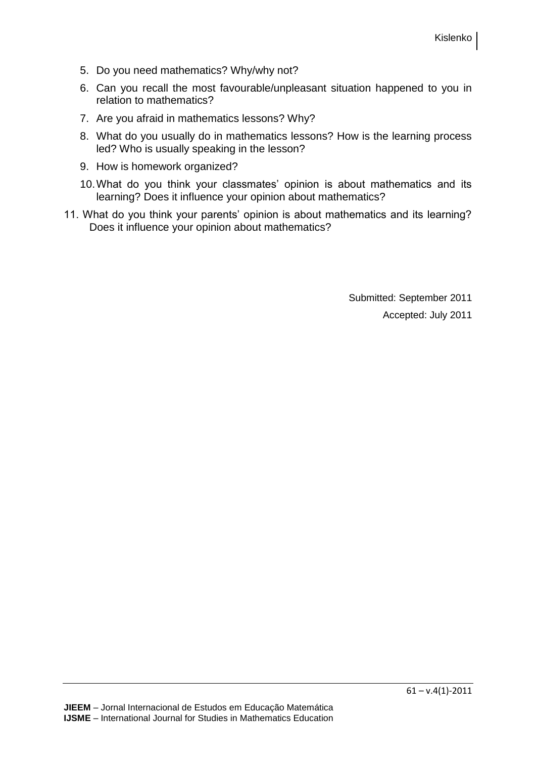5. Do you need mathematics? Why/why not?
6. Can you recall the most favourable/unpleasant situation happened to you in relation to mathematics?
7. Are you afraid in mathematics lessons? Why?
8. What do you usually do in mathematics lessons? How is the learning process led? Who is usually speaking in the lesson?
9. How is homework organized?
10. What do you think your classmates' opinion is about mathematics and its learning? Does it influence your opinion about mathematics?
11. What do you think your parents' opinion is about mathematics and its learning? Does it influence your opinion about mathematics?

Submitted: September 2011

Accepted: July 2011